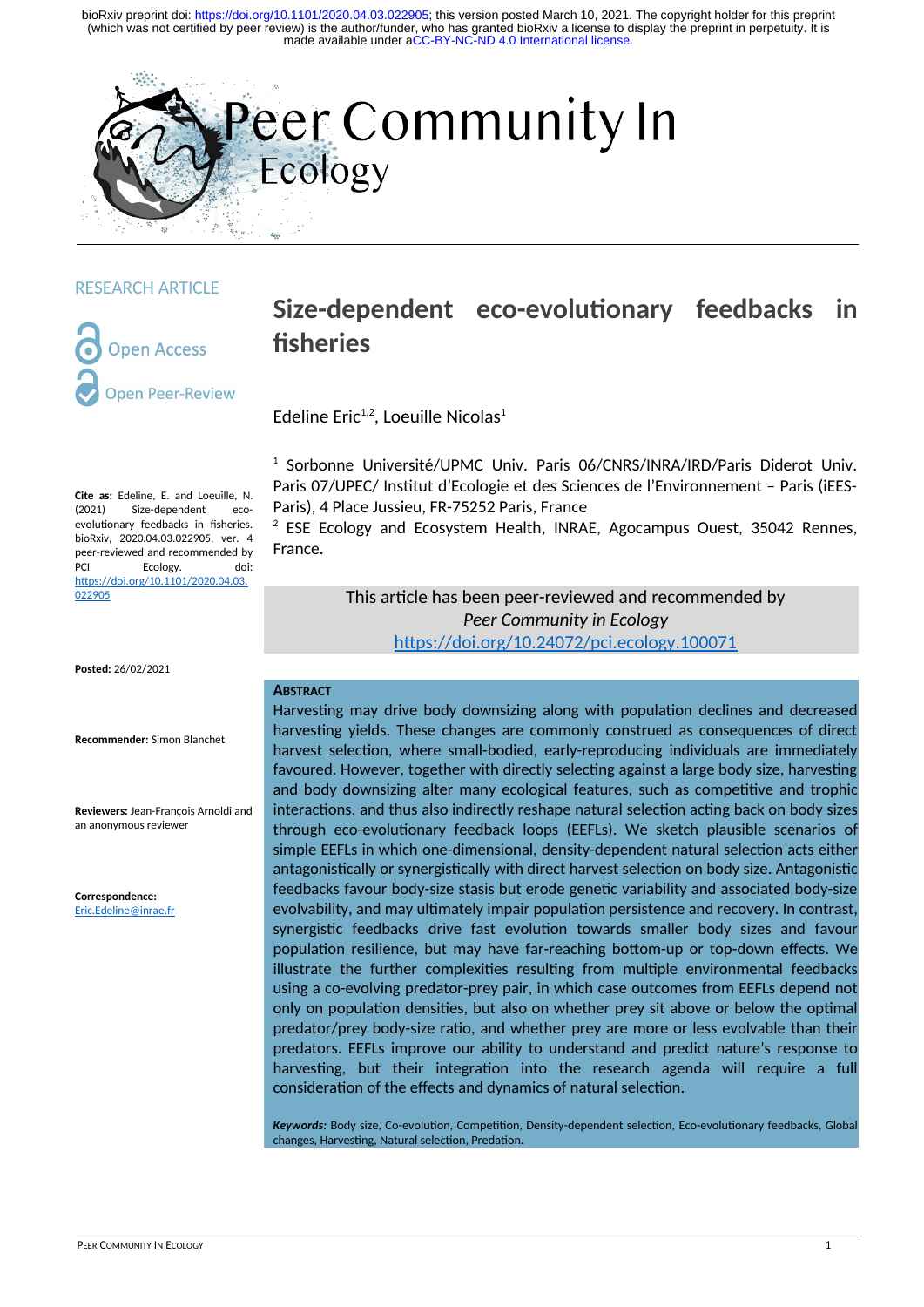bioRxiv preprint doi: https://doi.org/10.1101/2020.04.03.022905; this version posted March 10, 2021. The copyright holder for this preprint (which was not certified by peer review) is the author/funder, who has granted bioRxiv a license to display the preprint in perpetuity. It is made available under aCC-BY-NC-ND 4.0 International license.

Peer Community In Ecology

RESEARCH ARTICLE

Open Access

Open Peer-Review

# Size-dependent eco-evolutionary feedbacks in fisheries

Edeline Eric[1,2], Loeuille Nicolas[1]

[1] Sorbonne Université/UPMC Univ. Paris 06/CNRS/INRA/IRD/Paris Diderot Univ. Paris 07/UPEC/ Institut d'Ecologie et des Sciences de l'Environnement – Paris (iEES-Paris), 4 Place Jussieu, FR-75252 Paris, France

[2] ESE Ecology and Ecosystem Health, INRAE, Agocampus Ouest, 35042 Rennes, France.

**Cite as:** Edeline, E. and Loeuille, N. (2021) Size-dependent eco-evolutionary feedbacks in fisheries. bioRxiv, 2020.04.03.022905, ver. 4 peer-reviewed and recommended by PCI Ecology. doi: https://doi.org/10.1101/2020.04.03.022905

**Posted:** 26/02/2021

**Recommender:** Simon Blanchet

**Reviewers:** Jean-François Arnoldi and an anonymous reviewer

**Correspondence:** Eric.Edeline@inrae.fr

This article has been peer-reviewed and recommended by *Peer Community in Ecology* https://doi.org/10.24072/pci.ecology.100071

## Abstract

Harvesting may drive body downsizing along with population declines and decreased harvesting yields. These changes are commonly construed as consequences of direct harvest selection, where small-bodied, early-reproducing individuals are immediately favoured. However, together with directly selecting against a large body size, harvesting and body downsizing alter many ecological features, such as competitive and trophic interactions, and thus also indirectly reshape natural selection acting back on body sizes through eco-evolutionary feedback loops (EEFLs). We sketch plausible scenarios of simple EEFLs in which one-dimensional, density-dependent natural selection acts either antagonistically or synergistically with direct harvest selection on body size. Antagonistic feedbacks favour body-size stasis but erode genetic variability and associated body-size evolvability, and may ultimately impair population persistence and recovery. In contrast, synergistic feedbacks drive fast evolution towards smaller body sizes and favour population resilience, but may have far-reaching bottom-up or top-down effects. We illustrate the further complexities resulting from multiple environmental feedbacks using a co-evolving predator-prey pair, in which case outcomes from EEFLs depend not only on population densities, but also on whether prey sit above or below the optimal predator/prey body-size ratio, and whether prey are more or less evolvable than their predators. EEFLs improve our ability to understand and predict nature's response to harvesting, but their integration into the research agenda will require a full consideration of the effects and dynamics of natural selection.

***Keywords:*** Body size, Co-evolution, Competition, Density-dependent selection, Eco-evolutionary feedbacks, Global changes, Harvesting, Natural selection, Predation.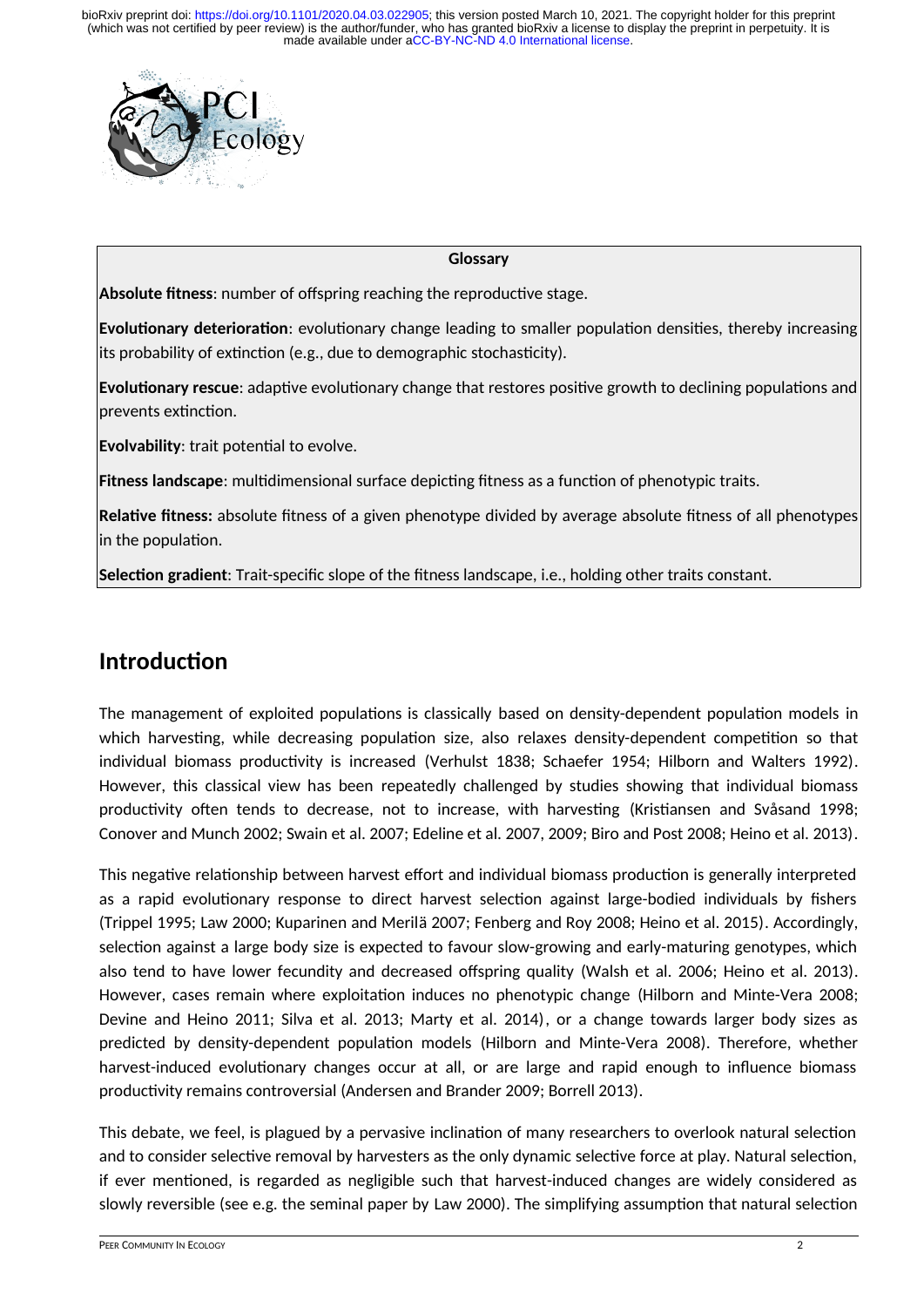**Glossary**

**Absolute fitness**: number of offspring reaching the reproductive stage.

**Evolutionary deterioration**: evolutionary change leading to smaller population densities, thereby increasing its probability of extinction (e.g., due to demographic stochasticity).

**Evolutionary rescue**: adaptive evolutionary change that restores positive growth to declining populations and prevents extinction.

**Evolvability**: trait potential to evolve.

**Fitness landscape**: multidimensional surface depicting fitness as a function of phenotypic traits.

**Relative fitness:** absolute fitness of a given phenotype divided by average absolute fitness of all phenotypes in the population.

**Selection gradient**: Trait-specific slope of the fitness landscape, i.e., holding other traits constant.

## Introduction

The management of exploited populations is classically based on density-dependent population models in which harvesting, while decreasing population size, also relaxes density-dependent competition so that individual biomass productivity is increased (Verhulst 1838; Schaefer 1954; Hilborn and Walters 1992). However, this classical view has been repeatedly challenged by studies showing that individual biomass productivity often tends to decrease, not to increase, with harvesting (Kristiansen and Svåsand 1998; Conover and Munch 2002; Swain et al. 2007; Edeline et al. 2007, 2009; Biro and Post 2008; Heino et al. 2013).

This negative relationship between harvest effort and individual biomass production is generally interpreted as a rapid evolutionary response to direct harvest selection against large-bodied individuals by fishers (Trippel 1995; Law 2000; Kuparinen and Merilä 2007; Fenberg and Roy 2008; Heino et al. 2015). Accordingly, selection against a large body size is expected to favour slow-growing and early-maturing genotypes, which also tend to have lower fecundity and decreased offspring quality (Walsh et al. 2006; Heino et al. 2013). However, cases remain where exploitation induces no phenotypic change (Hilborn and Minte-Vera 2008; Devine and Heino 2011; Silva et al. 2013; Marty et al. 2014), or a change towards larger body sizes as predicted by density-dependent population models (Hilborn and Minte-Vera 2008). Therefore, whether harvest-induced evolutionary changes occur at all, or are large and rapid enough to influence biomass productivity remains controversial (Andersen and Brander 2009; Borrell 2013).

This debate, we feel, is plagued by a pervasive inclination of many researchers to overlook natural selection and to consider selective removal by harvesters as the only dynamic selective force at play. Natural selection, if ever mentioned, is regarded as negligible such that harvest-induced changes are widely considered as slowly reversible (see e.g. the seminal paper by Law 2000). The simplifying assumption that natural selection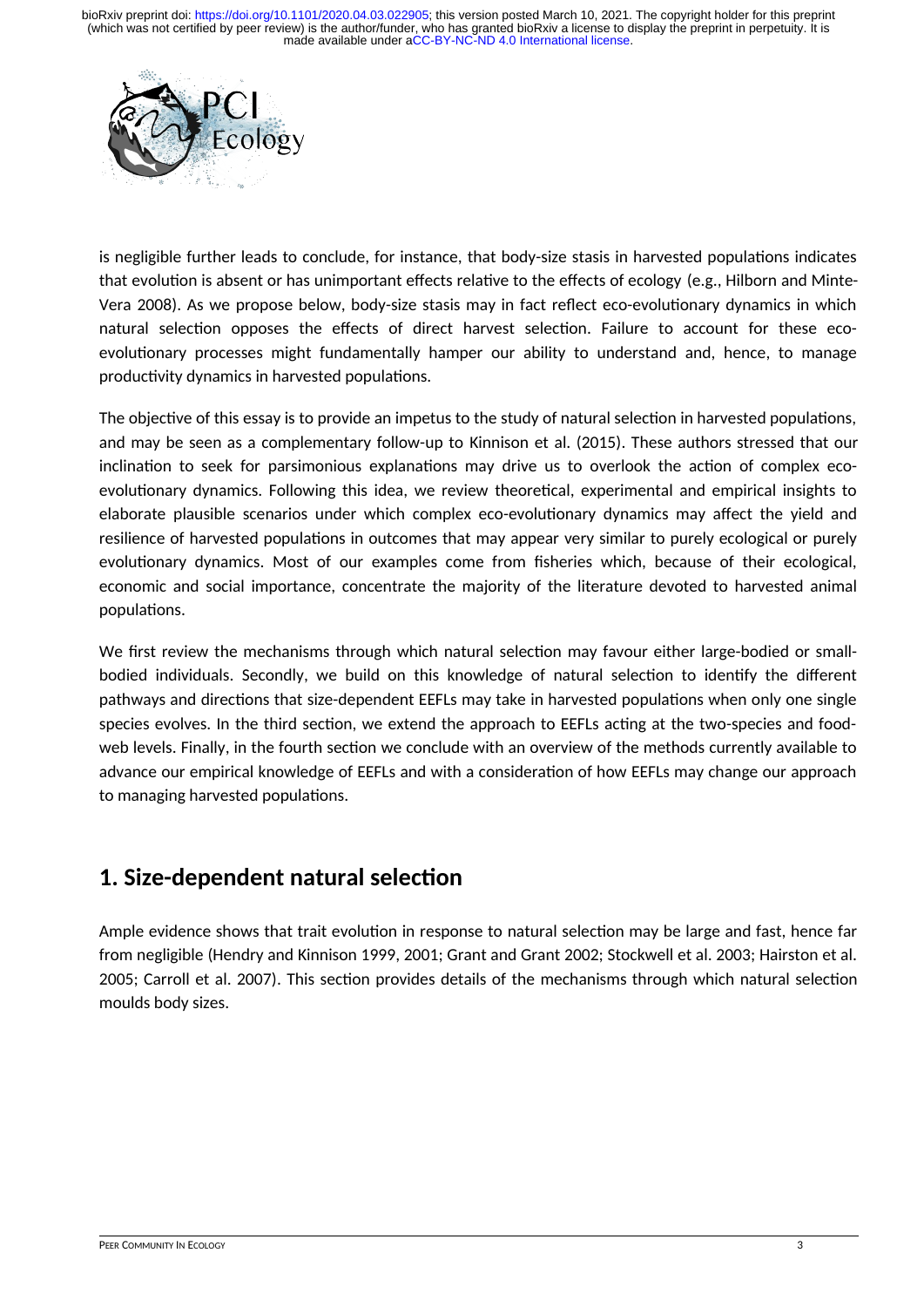is negligible further leads to conclude, for instance, that body-size stasis in harvested populations indicates that evolution is absent or has unimportant effects relative to the effects of ecology (e.g., Hilborn and Minte-Vera 2008). As we propose below, body-size stasis may in fact reflect eco-evolutionary dynamics in which natural selection opposes the effects of direct harvest selection. Failure to account for these eco-evolutionary processes might fundamentally hamper our ability to understand and, hence, to manage productivity dynamics in harvested populations.

The objective of this essay is to provide an impetus to the study of natural selection in harvested populations, and may be seen as a complementary follow-up to Kinnison et al. (2015). These authors stressed that our inclination to seek for parsimonious explanations may drive us to overlook the action of complex eco-evolutionary dynamics. Following this idea, we review theoretical, experimental and empirical insights to elaborate plausible scenarios under which complex eco-evolutionary dynamics may affect the yield and resilience of harvested populations in outcomes that may appear very similar to purely ecological or purely evolutionary dynamics. Most of our examples come from fisheries which, because of their ecological, economic and social importance, concentrate the majority of the literature devoted to harvested animal populations.

We first review the mechanisms through which natural selection may favour either large-bodied or small-bodied individuals. Secondly, we build on this knowledge of natural selection to identify the different pathways and directions that size-dependent EEFLs may take in harvested populations when only one single species evolves. In the third section, we extend the approach to EEFLs acting at the two-species and food-web levels. Finally, in the fourth section we conclude with an overview of the methods currently available to advance our empirical knowledge of EEFLs and with a consideration of how EEFLs may change our approach to managing harvested populations.

## 1. Size-dependent natural selection

Ample evidence shows that trait evolution in response to natural selection may be large and fast, hence far from negligible (Hendry and Kinnison 1999, 2001; Grant and Grant 2002; Stockwell et al. 2003; Hairston et al. 2005; Carroll et al. 2007). This section provides details of the mechanisms through which natural selection moulds body sizes.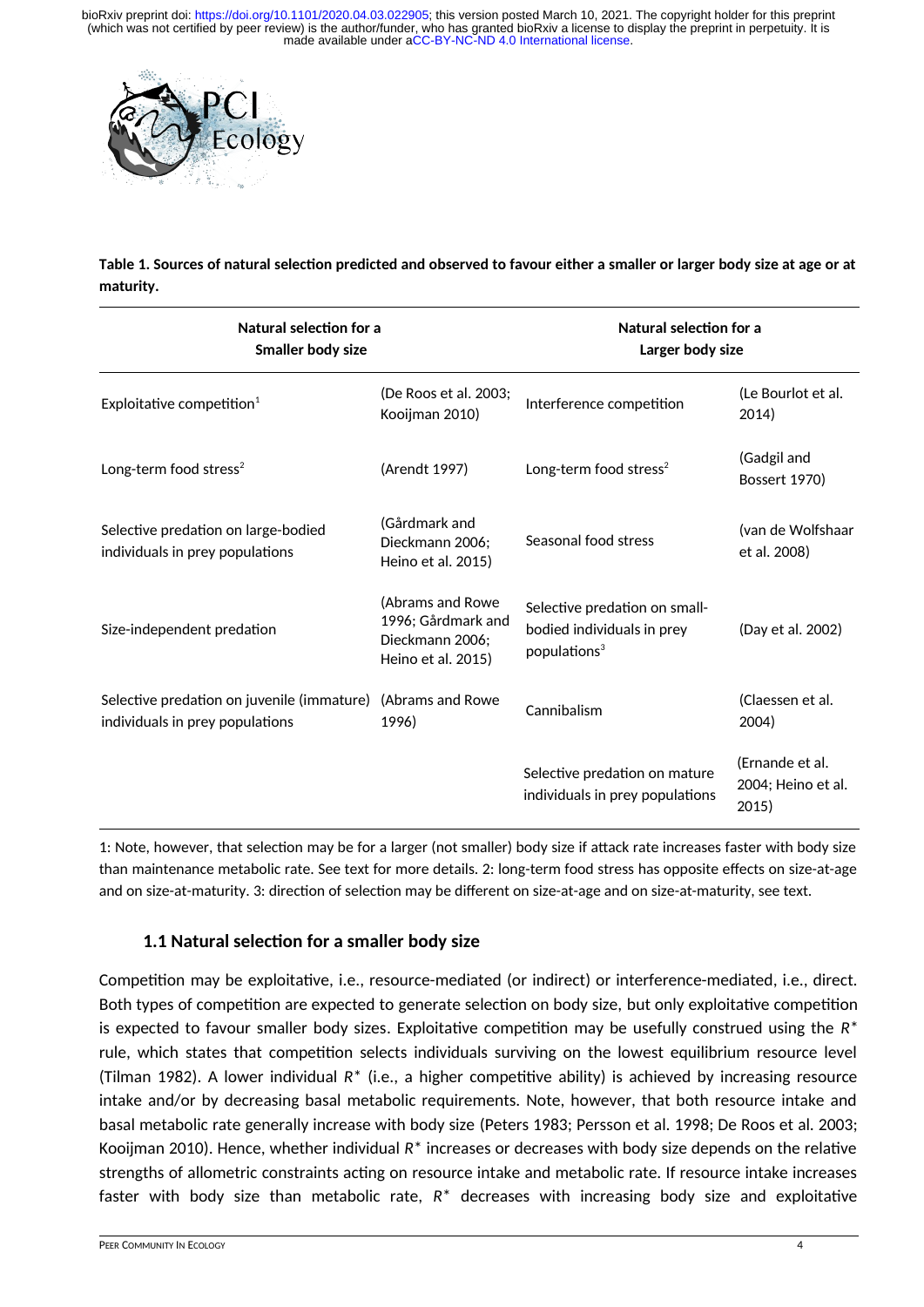**Table 1. Sources of natural selection predicted and observed to favour either a smaller or larger body size at age or at maturity.**

| Natural selection for a Smaller body size | | Natural selection for a Larger body size | |
|---|---|---|---|
| Exploitative competition[1] | (De Roos et al. 2003; Kooijman 2010) | Interference competition | (Le Bourlot et al. 2014) |
| Long-term food stress[2] | (Arendt 1997) | Long-term food stress[2] | (Gadgil and Bossert 1970) |
| Selective predation on large-bodied individuals in prey populations | (Gårdmark and Dieckmann 2006; Heino et al. 2015) | Seasonal food stress | (van de Wolfshaar et al. 2008) |
| Size-independent predation | (Abrams and Rowe 1996; Gårdmark and Dieckmann 2006; Heino et al. 2015) | Selective predation on small-bodied individuals in prey populations[3] | (Day et al. 2002) |
| Selective predation on juvenile (immature) individuals in prey populations | (Abrams and Rowe 1996) | Cannibalism | (Claessen et al. 2004) |
| | | Selective predation on mature individuals in prey populations | (Ernande et al. 2004; Heino et al. 2015) |

1: Note, however, that selection may be for a larger (not smaller) body size if attack rate increases faster with body size than maintenance metabolic rate. See text for more details. 2: long-term food stress has opposite effects on size-at-age and on size-at-maturity. 3: direction of selection may be different on size-at-age and on size-at-maturity, see text.

### 1.1 Natural selection for a smaller body size

Competition may be exploitative, i.e., resource-mediated (or indirect) or interference-mediated, i.e., direct. Both types of competition are expected to generate selection on body size, but only exploitative competition is expected to favour smaller body sizes. Exploitative competition may be usefully construed using the $R^*$ rule, which states that competition selects individuals surviving on the lowest equilibrium resource level (Tilman 1982). A lower individual $R^*$ (i.e., a higher competitive ability) is achieved by increasing resource intake and/or by decreasing basal metabolic requirements. Note, however, that both resource intake and basal metabolic rate generally increase with body size (Peters 1983; Persson et al. 1998; De Roos et al. 2003; Kooijman 2010). Hence, whether individual $R^*$ increases or decreases with body size depends on the relative strengths of allometric constraints acting on resource intake and metabolic rate. If resource intake increases faster with body size than metabolic rate, $R^*$ decreases with increasing body size and exploitative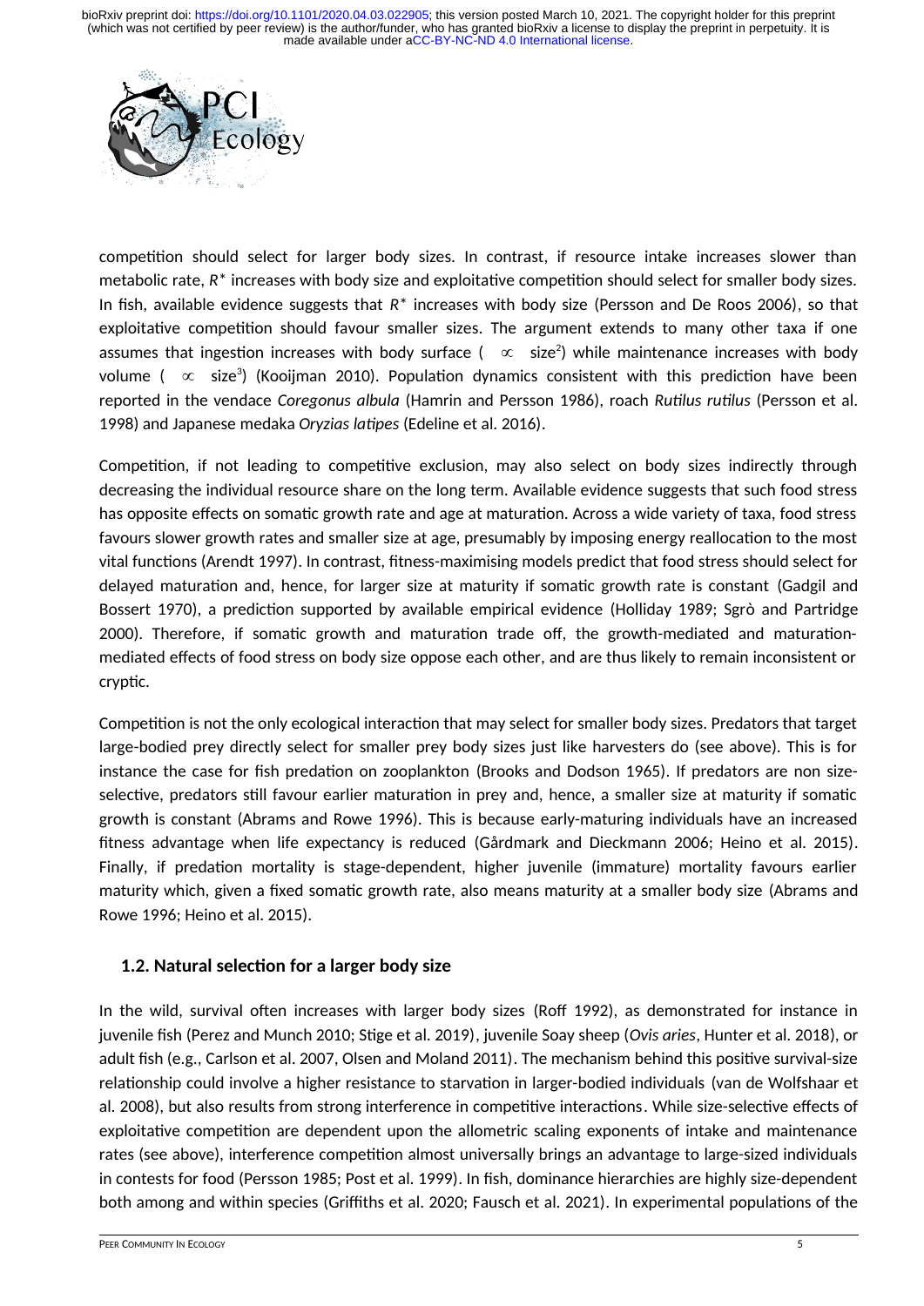competition should select for larger body sizes. In contrast, if resource intake increases slower than metabolic rate, $R^*$ increases with body size and exploitative competition should select for smaller body sizes. In fish, available evidence suggests that $R^*$ increases with body size (Persson and De Roos 2006), so that exploitative competition should favour smaller sizes. The argument extends to many other taxa if one assumes that ingestion increases with body surface ($\propto$ size$^2$) while maintenance increases with body volume ($\propto$ size$^3$) (Kooijman 2010). Population dynamics consistent with this prediction have been reported in the vendace *Coregonus albula* (Hamrin and Persson 1986), roach *Rutilus rutilus* (Persson et al. 1998) and Japanese medaka *Oryzias latipes* (Edeline et al. 2016).

Competition, if not leading to competitive exclusion, may also select on body sizes indirectly through decreasing the individual resource share on the long term. Available evidence suggests that such food stress has opposite effects on somatic growth rate and age at maturation. Across a wide variety of taxa, food stress favours slower growth rates and smaller size at age, presumably by imposing energy reallocation to the most vital functions (Arendt 1997). In contrast, fitness-maximising models predict that food stress should select for delayed maturation and, hence, for larger size at maturity if somatic growth rate is constant (Gadgil and Bossert 1970), a prediction supported by available empirical evidence (Holliday 1989; Sgrò and Partridge 2000). Therefore, if somatic growth and maturation trade off, the growth-mediated and maturation-mediated effects of food stress on body size oppose each other, and are thus likely to remain inconsistent or cryptic.

Competition is not the only ecological interaction that may select for smaller body sizes. Predators that target large-bodied prey directly select for smaller prey body sizes just like harvesters do (see above). This is for instance the case for fish predation on zooplankton (Brooks and Dodson 1965). If predators are non size-selective, predators still favour earlier maturation in prey and, hence, a smaller size at maturity if somatic growth is constant (Abrams and Rowe 1996). This is because early-maturing individuals have an increased fitness advantage when life expectancy is reduced (Gårdmark and Dieckmann 2006; Heino et al. 2015). Finally, if predation mortality is stage-dependent, higher juvenile (immature) mortality favours earlier maturity which, given a fixed somatic growth rate, also means maturity at a smaller body size (Abrams and Rowe 1996; Heino et al. 2015).

### 1.2. Natural selection for a larger body size

In the wild, survival often increases with larger body sizes (Roff 1992), as demonstrated for instance in juvenile fish (Perez and Munch 2010; Stige et al. 2019), juvenile Soay sheep (*Ovis aries*, Hunter et al. 2018), or adult fish (e.g., Carlson et al. 2007, Olsen and Moland 2011). The mechanism behind this positive survival-size relationship could involve a higher resistance to starvation in larger-bodied individuals (van de Wolfshaar et al. 2008), but also results from strong interference in competitive interactions. While size-selective effects of exploitative competition are dependent upon the allometric scaling exponents of intake and maintenance rates (see above), interference competition almost universally brings an advantage to large-sized individuals in contests for food (Persson 1985; Post et al. 1999). In fish, dominance hierarchies are highly size-dependent both among and within species (Griffiths et al. 2020; Fausch et al. 2021). In experimental populations of the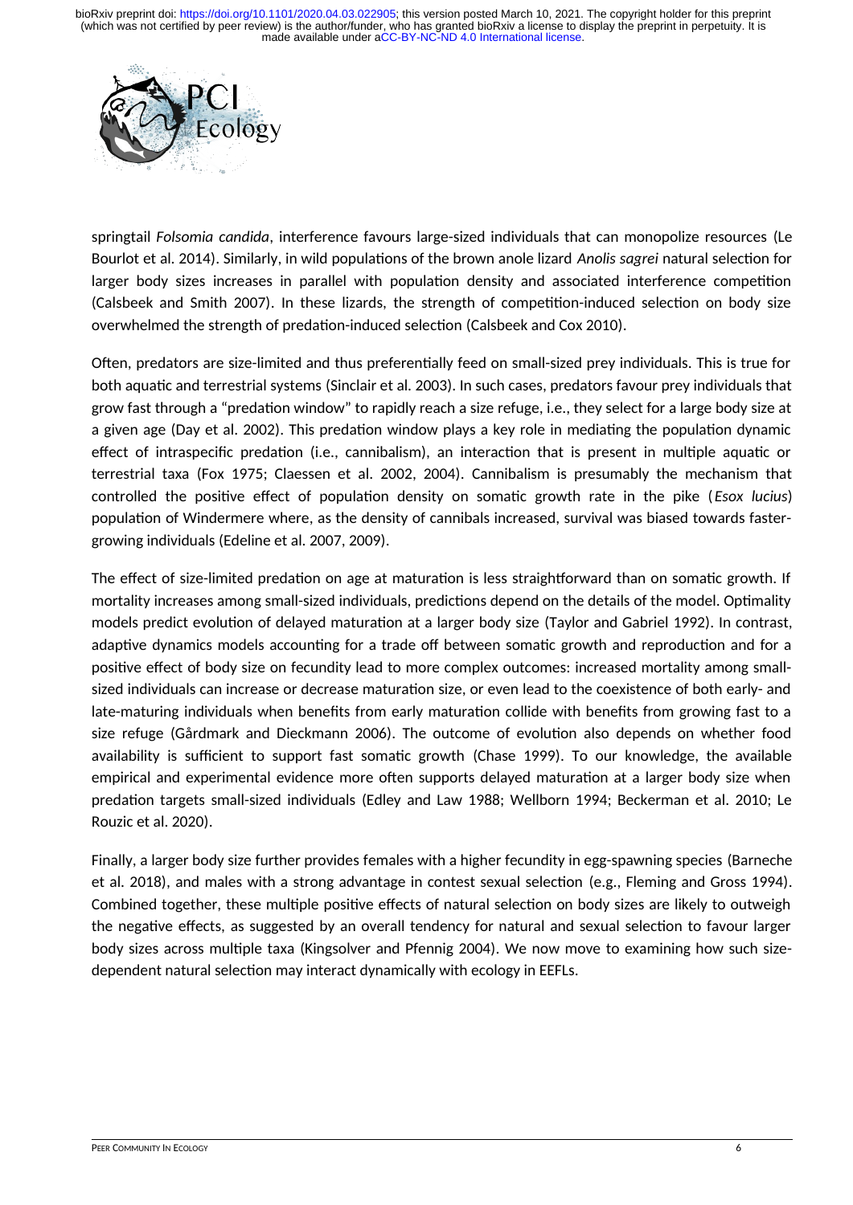springtail *Folsomia candida*, interference favours large-sized individuals that can monopolize resources (Le Bourlot et al. 2014). Similarly, in wild populations of the brown anole lizard *Anolis sagrei* natural selection for larger body sizes increases in parallel with population density and associated interference competition (Calsbeek and Smith 2007). In these lizards, the strength of competition-induced selection on body size overwhelmed the strength of predation-induced selection (Calsbeek and Cox 2010).

Often, predators are size-limited and thus preferentially feed on small-sized prey individuals. This is true for both aquatic and terrestrial systems (Sinclair et al. 2003). In such cases, predators favour prey individuals that grow fast through a "predation window" to rapidly reach a size refuge, i.e., they select for a large body size at a given age (Day et al. 2002). This predation window plays a key role in mediating the population dynamic effect of intraspecific predation (i.e., cannibalism), an interaction that is present in multiple aquatic or terrestrial taxa (Fox 1975; Claessen et al. 2002, 2004). Cannibalism is presumably the mechanism that controlled the positive effect of population density on somatic growth rate in the pike (*Esox lucius*) population of Windermere where, as the density of cannibals increased, survival was biased towards faster-growing individuals (Edeline et al. 2007, 2009).

The effect of size-limited predation on age at maturation is less straightforward than on somatic growth. If mortality increases among small-sized individuals, predictions depend on the details of the model. Optimality models predict evolution of delayed maturation at a larger body size (Taylor and Gabriel 1992). In contrast, adaptive dynamics models accounting for a trade off between somatic growth and reproduction and for a positive effect of body size on fecundity lead to more complex outcomes: increased mortality among small-sized individuals can increase or decrease maturation size, or even lead to the coexistence of both early- and late-maturing individuals when benefits from early maturation collide with benefits from growing fast to a size refuge (Gårdmark and Dieckmann 2006). The outcome of evolution also depends on whether food availability is sufficient to support fast somatic growth (Chase 1999). To our knowledge, the available empirical and experimental evidence more often supports delayed maturation at a larger body size when predation targets small-sized individuals (Edley and Law 1988; Wellborn 1994; Beckerman et al. 2010; Le Rouzic et al. 2020).

Finally, a larger body size further provides females with a higher fecundity in egg-spawning species (Barneche et al. 2018), and males with a strong advantage in contest sexual selection (e.g., Fleming and Gross 1994). Combined together, these multiple positive effects of natural selection on body sizes are likely to outweigh the negative effects, as suggested by an overall tendency for natural and sexual selection to favour larger body sizes across multiple taxa (Kingsolver and Pfennig 2004). We now move to examining how such size-dependent natural selection may interact dynamically with ecology in EEFLs.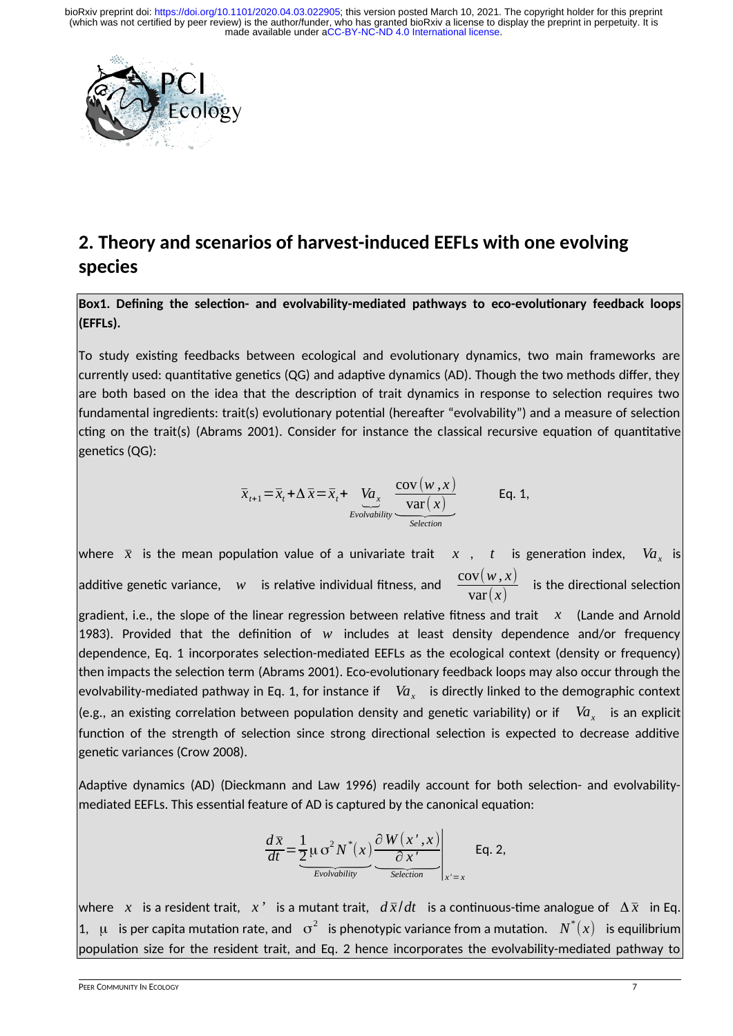## 2. Theory and scenarios of harvest-induced EEFLs with one evolving species

**Box1. Defining the selection- and evolvability-mediated pathways to eco-evolutionary feedback loops (EEFLs).**

To study existing feedbacks between ecological and evolutionary dynamics, two main frameworks are currently used: quantitative genetics (QG) and adaptive dynamics (AD). Though the two methods differ, they are both based on the idea that the description of trait dynamics in response to selection requires two fundamental ingredients: trait(s) evolutionary potential (hereafter "evolvability") and a measure of selection cting on the trait(s) (Abrams 2001). Consider for instance the classical recursive equation of quantitative genetics (QG):

$$\bar{x}_{t+1} = \bar{x}_t + \Delta \bar{x} = \bar{x}_t + \underbrace{Va_x}_{Evolvability} \underbrace{\frac{\mathrm{cov}(w,x)}{\mathrm{var}(x)}}_{Selection} \qquad \text{Eq. 1,}$$

where $\bar{x}$ is the mean population value of a univariate trait $x$, $t$ is generation index, $Va_x$ is additive genetic variance, $w$ is relative individual fitness, and $\frac{\mathrm{cov}(w,x)}{\mathrm{var}(x)}$ is the directional selection gradient, i.e., the slope of the linear regression between relative fitness and trait $x$ (Lande and Arnold 1983). Provided that the definition of $w$ includes at least density dependence and/or frequency dependence, Eq. 1 incorporates selection-mediated EEFLs as the ecological context (density or frequency) then impacts the selection term (Abrams 2001). Eco-evolutionary feedback loops may also occur through the evolvability-mediated pathway in Eq. 1, for instance if $Va_x$ is directly linked to the demographic context (e.g., an existing correlation between population density and genetic variability) or if $Va_x$ is an explicit function of the strength of selection since strong directional selection is expected to decrease additive genetic variances (Crow 2008).

Adaptive dynamics (AD) (Dieckmann and Law 1996) readily account for both selection- and evolvability-mediated EEFLs. This essential feature of AD is captured by the canonical equation:

$$\frac{d\bar{x}}{dt} = \underbrace{\frac{1}{2}\mu\sigma^2 N^*(x)}_{Evolvability} \underbrace{\frac{\partial W(x',x)}{\partial x'}}_{Selection}\Bigg|_{x'=x} \qquad \text{Eq. 2,}$$

where $x$ is a resident trait, $x'$ is a mutant trait, $d\bar{x}/dt$ is a continuous-time analogue of $\Delta \bar{x}$ in Eq. 1, $\mu$ is per capita mutation rate, and $\sigma^2$ is phenotypic variance from a mutation. $N^*(x)$ is equilibrium population size for the resident trait, and Eq. 2 hence incorporates the evolvability-mediated pathway to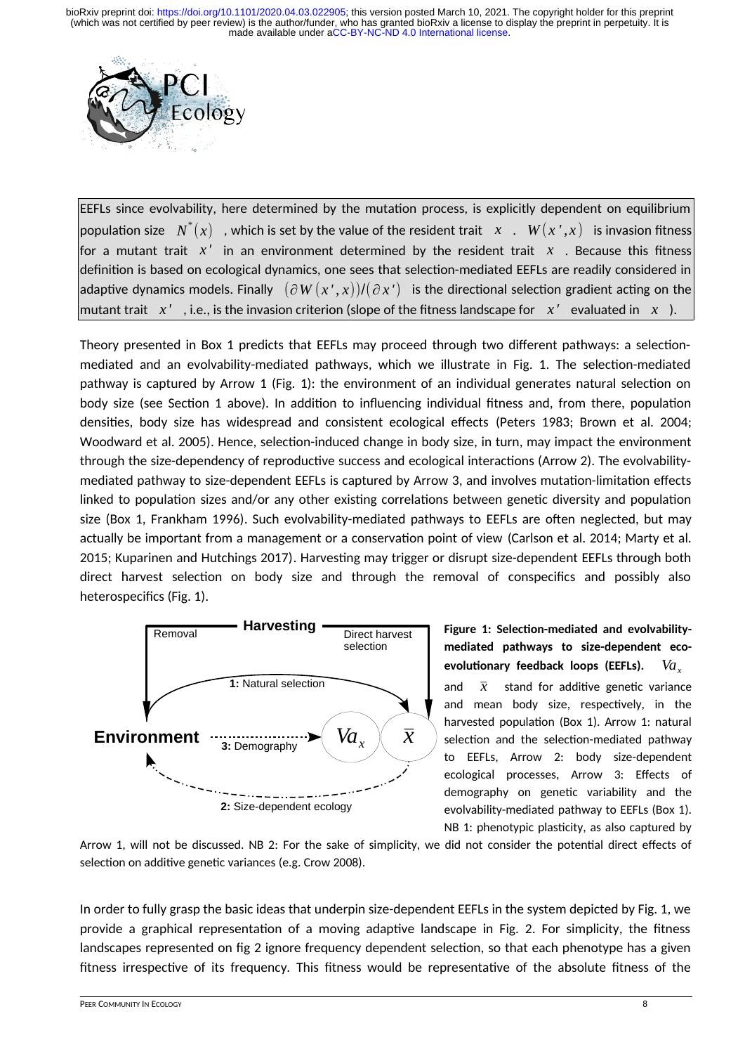EEFLs since evolvability, here determined by the mutation process, is explicitly dependent on equilibrium population size $N^*(x)$, which is set by the value of the resident trait $x$. $W(x',x)$ is invasion fitness for a mutant trait $x'$ in an environment determined by the resident trait $x$. Because this fitness definition is based on ecological dynamics, one sees that selection-mediated EEFLs are readily considered in adaptive dynamics models. Finally $(\partial W(x',x))/(\partial x')$ is the directional selection gradient acting on the mutant trait $x'$, i.e., is the invasion criterion (slope of the fitness landscape for $x'$ evaluated in $x$).

Theory presented in Box 1 predicts that EEFLs may proceed through two different pathways: a selection-mediated and an evolvability-mediated pathways, which we illustrate in Fig. 1. The selection-mediated pathway is captured by Arrow 1 (Fig. 1): the environment of an individual generates natural selection on body size (see Section 1 above). In addition to influencing individual fitness and, from there, population densities, body size has widespread and consistent ecological effects (Peters 1983; Brown et al. 2004; Woodward et al. 2005). Hence, selection-induced change in body size, in turn, may impact the environment through the size-dependency of reproductive success and ecological interactions (Arrow 2). The evolvability-mediated pathway to size-dependent EEFLs is captured by Arrow 3, and involves mutation-limitation effects linked to population sizes and/or any other existing correlations between genetic diversity and population size (Box 1, Frankham 1996). Such evolvability-mediated pathways to EEFLs are often neglected, but may actually be important from a management or a conservation point of view (Carlson et al. 2014; Marty et al. 2015; Kuparinen and Hutchings 2017). Harvesting may trigger or disrupt size-dependent EEFLs through both direct harvest selection on body size and through the removal of conspecifics and possibly also heterospecifics (Fig. 1).

**Figure 1: Selection-mediated and evolvability-mediated pathways to size-dependent eco-evolutionary feedback loops (EEFLs).** $Va_x$ and $\bar{x}$ stand for additive genetic variance and mean body size, respectively, in the harvested population (Box 1). Arrow 1: natural selection and the selection-mediated pathway to EEFLs, Arrow 2: body size-dependent ecological processes, Arrow 3: Effects of demography on genetic variability and the evolvability-mediated pathway to EEFLs (Box 1). NB 1: phenotypic plasticity, as also captured by Arrow 1, will not be discussed. NB 2: For the sake of simplicity, we did not consider the potential direct effects of selection on additive genetic variances (e.g. Crow 2008).

In order to fully grasp the basic ideas that underpin size-dependent EEFLs in the system depicted by Fig. 1, we provide a graphical representation of a moving adaptive landscape in Fig. 2. For simplicity, the fitness landscapes represented on fig 2 ignore frequency dependent selection, so that each phenotype has a given fitness irrespective of its frequency. This fitness would be representative of the absolute fitness of the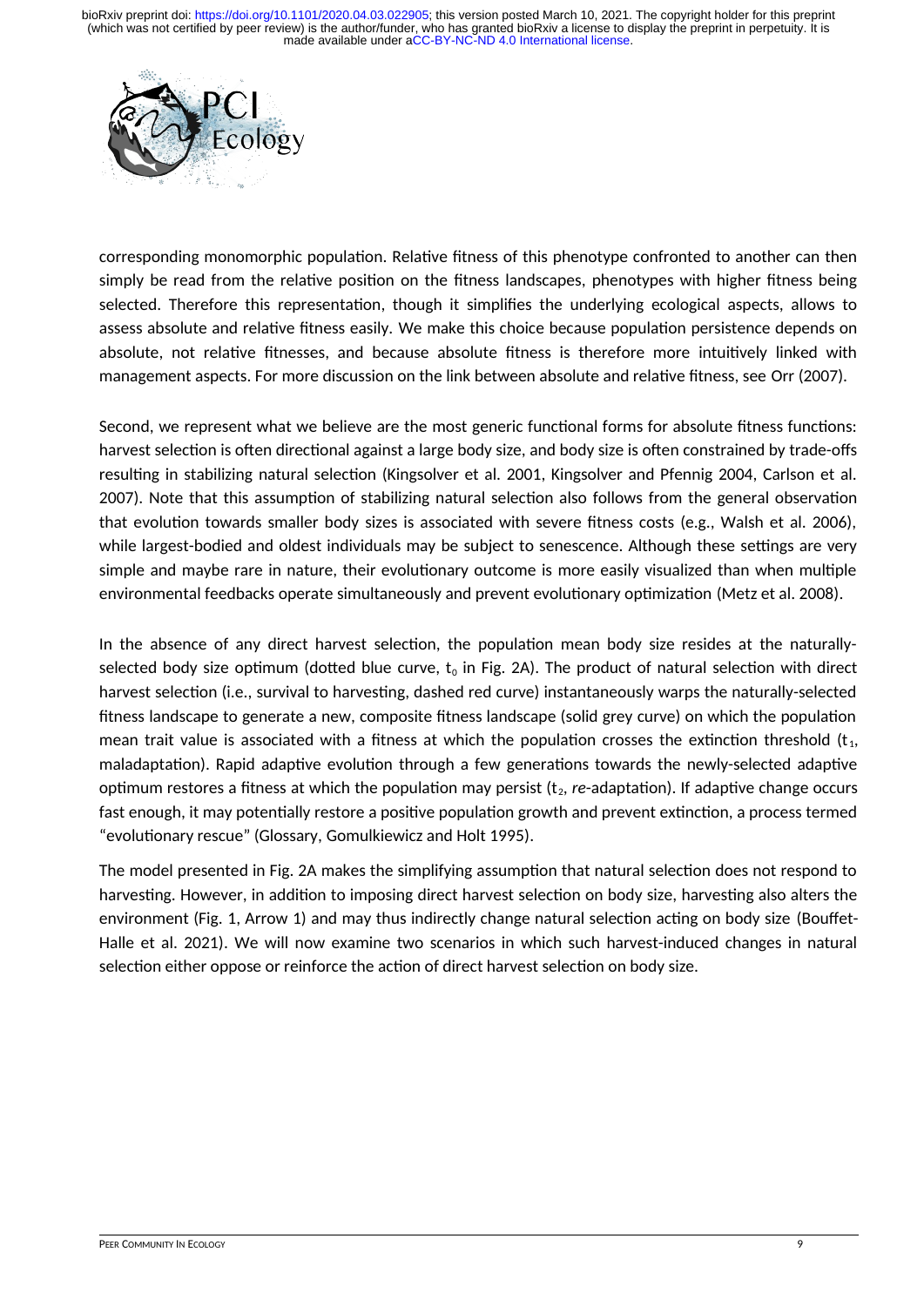corresponding monomorphic population. Relative fitness of this phenotype confronted to another can then simply be read from the relative position on the fitness landscapes, phenotypes with higher fitness being selected. Therefore this representation, though it simplifies the underlying ecological aspects, allows to assess absolute and relative fitness easily. We make this choice because population persistence depends on absolute, not relative fitnesses, and because absolute fitness is therefore more intuitively linked with management aspects. For more discussion on the link between absolute and relative fitness, see Orr (2007).

Second, we represent what we believe are the most generic functional forms for absolute fitness functions: harvest selection is often directional against a large body size, and body size is often constrained by trade-offs resulting in stabilizing natural selection (Kingsolver et al. 2001, Kingsolver and Pfennig 2004, Carlson et al. 2007). Note that this assumption of stabilizing natural selection also follows from the general observation that evolution towards smaller body sizes is associated with severe fitness costs (e.g., Walsh et al. 2006), while largest-bodied and oldest individuals may be subject to senescence. Although these settings are very simple and maybe rare in nature, their evolutionary outcome is more easily visualized than when multiple environmental feedbacks operate simultaneously and prevent evolutionary optimization (Metz et al. 2008).

In the absence of any direct harvest selection, the population mean body size resides at the naturally-selected body size optimum (dotted blue curve, $t_0$ in Fig. 2A). The product of natural selection with direct harvest selection (i.e., survival to harvesting, dashed red curve) instantaneously warps the naturally-selected fitness landscape to generate a new, composite fitness landscape (solid grey curve) on which the population mean trait value is associated with a fitness at which the population crosses the extinction threshold ($t_1$, maladaptation). Rapid adaptive evolution through a few generations towards the newly-selected adaptive optimum restores a fitness at which the population may persist ($t_2$, *re*-adaptation). If adaptive change occurs fast enough, it may potentially restore a positive population growth and prevent extinction, a process termed "evolutionary rescue" (Glossary, Gomulkiewicz and Holt 1995).

The model presented in Fig. 2A makes the simplifying assumption that natural selection does not respond to harvesting. However, in addition to imposing direct harvest selection on body size, harvesting also alters the environment (Fig. 1, Arrow 1) and may thus indirectly change natural selection acting on body size (Bouffet-Halle et al. 2021). We will now examine two scenarios in which such harvest-induced changes in natural selection either oppose or reinforce the action of direct harvest selection on body size.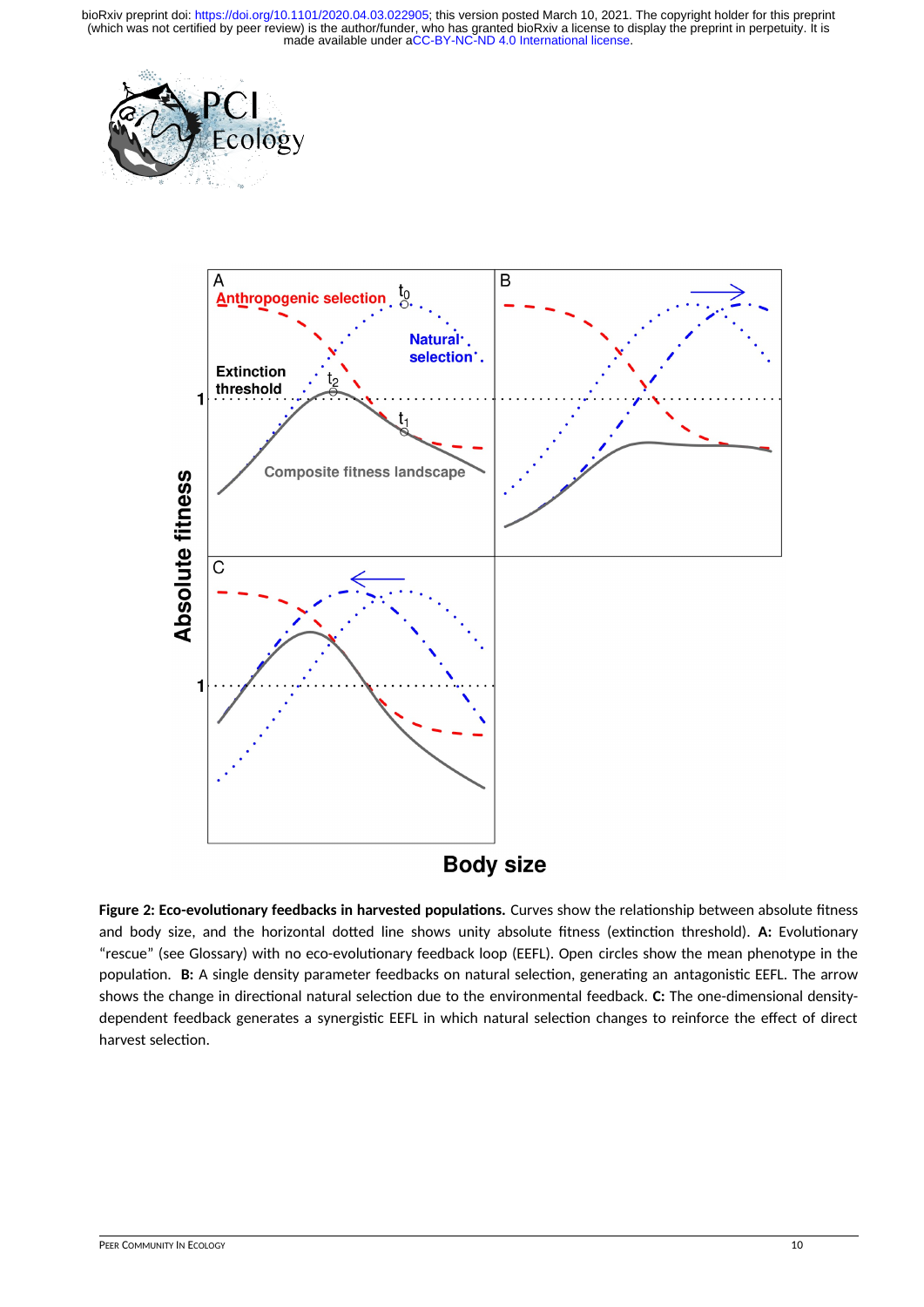**Figure 2: Eco-evolutionary feedbacks in harvested populations.** Curves show the relationship between absolute fitness and body size, and the horizontal dotted line shows unity absolute fitness (extinction threshold). **A:** Evolutionary "rescue" (see Glossary) with no eco-evolutionary feedback loop (EEFL). Open circles show the mean phenotype in the population. **B:** A single density parameter feedbacks on natural selection, generating an antagonistic EEFL. The arrow shows the change in directional natural selection due to the environmental feedback. **C:** The one-dimensional density-dependent feedback generates a synergistic EEFL in which natural selection changes to reinforce the effect of direct harvest selection.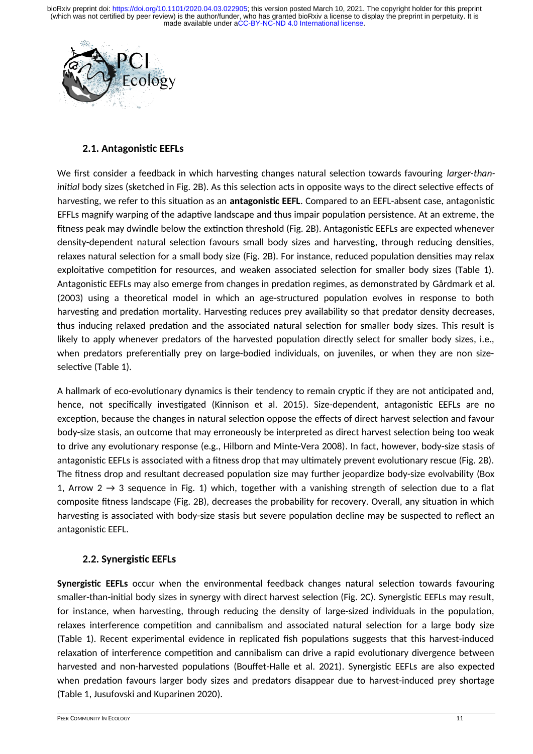### 2.1. Antagonistic EEFLs

We first consider a feedback in which harvesting changes natural selection towards favouring *larger-than-initial* body sizes (sketched in Fig. 2B). As this selection acts in opposite ways to the direct selective effects of harvesting, we refer to this situation as an **antagonistic EEFL**. Compared to an EEFL-absent case, antagonistic EFFLs magnify warping of the adaptive landscape and thus impair population persistence. At an extreme, the fitness peak may dwindle below the extinction threshold (Fig. 2B). Antagonistic EEFLs are expected whenever density-dependent natural selection favours small body sizes and harvesting, through reducing densities, relaxes natural selection for a small body size (Fig. 2B). For instance, reduced population densities may relax exploitative competition for resources, and weaken associated selection for smaller body sizes (Table 1). Antagonistic EEFLs may also emerge from changes in predation regimes, as demonstrated by Gårdmark et al. (2003) using a theoretical model in which an age-structured population evolves in response to both harvesting and predation mortality. Harvesting reduces prey availability so that predator density decreases, thus inducing relaxed predation and the associated natural selection for smaller body sizes. This result is likely to apply whenever predators of the harvested population directly select for smaller body sizes, i.e., when predators preferentially prey on large-bodied individuals, on juveniles, or when they are non size-selective (Table 1).

A hallmark of eco-evolutionary dynamics is their tendency to remain cryptic if they are not anticipated and, hence, not specifically investigated (Kinnison et al. 2015). Size-dependent, antagonistic EEFLs are no exception, because the changes in natural selection oppose the effects of direct harvest selection and favour body-size stasis, an outcome that may erroneously be interpreted as direct harvest selection being too weak to drive any evolutionary response (e.g., Hilborn and Minte-Vera 2008). In fact, however, body-size stasis of antagonistic EEFLs is associated with a fitness drop that may ultimately prevent evolutionary rescue (Fig. 2B). The fitness drop and resultant decreased population size may further jeopardize body-size evolvability (Box 1, Arrow 2 → 3 sequence in Fig. 1) which, together with a vanishing strength of selection due to a flat composite fitness landscape (Fig. 2B), decreases the probability for recovery. Overall, any situation in which harvesting is associated with body-size stasis but severe population decline may be suspected to reflect an antagonistic EEFL.

### 2.2. Synergistic EEFLs

**Synergistic EEFLs** occur when the environmental feedback changes natural selection towards favouring smaller-than-initial body sizes in synergy with direct harvest selection (Fig. 2C). Synergistic EEFLs may result, for instance, when harvesting, through reducing the density of large-sized individuals in the population, relaxes interference competition and cannibalism and associated natural selection for a large body size (Table 1). Recent experimental evidence in replicated fish populations suggests that this harvest-induced relaxation of interference competition and cannibalism can drive a rapid evolutionary divergence between harvested and non-harvested populations (Bouffet-Halle et al. 2021). Synergistic EEFLs are also expected when predation favours larger body sizes and predators disappear due to harvest-induced prey shortage (Table 1, Jusufovski and Kuparinen 2020).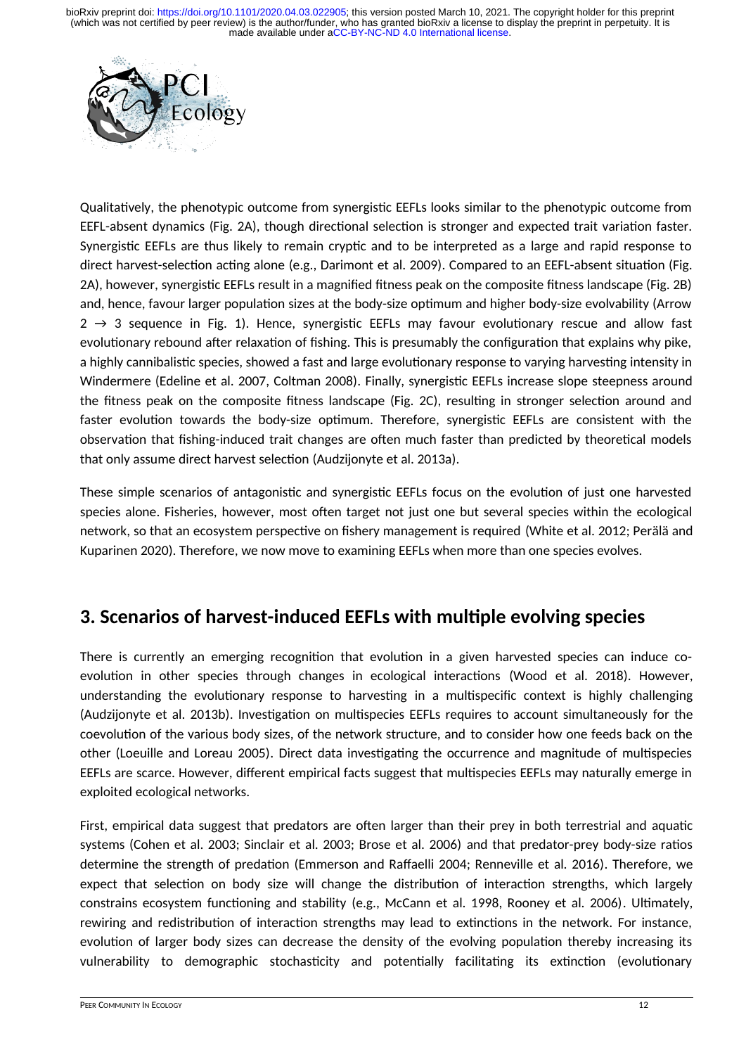Qualitatively, the phenotypic outcome from synergistic EEFLs looks similar to the phenotypic outcome from EEFL-absent dynamics (Fig. 2A), though directional selection is stronger and expected trait variation faster. Synergistic EEFLs are thus likely to remain cryptic and to be interpreted as a large and rapid response to direct harvest-selection acting alone (e.g., Darimont et al. 2009). Compared to an EEFL-absent situation (Fig. 2A), however, synergistic EEFLs result in a magnified fitness peak on the composite fitness landscape (Fig. 2B) and, hence, favour larger population sizes at the body-size optimum and higher body-size evolvability (Arrow 2 → 3 sequence in Fig. 1). Hence, synergistic EEFLs may favour evolutionary rescue and allow fast evolutionary rebound after relaxation of fishing. This is presumably the configuration that explains why pike, a highly cannibalistic species, showed a fast and large evolutionary response to varying harvesting intensity in Windermere (Edeline et al. 2007, Coltman 2008). Finally, synergistic EEFLs increase slope steepness around the fitness peak on the composite fitness landscape (Fig. 2C), resulting in stronger selection around and faster evolution towards the body-size optimum. Therefore, synergistic EEFLs are consistent with the observation that fishing-induced trait changes are often much faster than predicted by theoretical models that only assume direct harvest selection (Audzijonyte et al. 2013a).

These simple scenarios of antagonistic and synergistic EEFLs focus on the evolution of just one harvested species alone. Fisheries, however, most often target not just one but several species within the ecological network, so that an ecosystem perspective on fishery management is required (White et al. 2012; Perälä and Kuparinen 2020). Therefore, we now move to examining EEFLs when more than one species evolves.

## 3. Scenarios of harvest-induced EEFLs with multiple evolving species

There is currently an emerging recognition that evolution in a given harvested species can induce co-evolution in other species through changes in ecological interactions (Wood et al. 2018). However, understanding the evolutionary response to harvesting in a multispecific context is highly challenging (Audzijonyte et al. 2013b). Investigation on multispecies EEFLs requires to account simultaneously for the coevolution of the various body sizes, of the network structure, and to consider how one feeds back on the other (Loeuille and Loreau 2005). Direct data investigating the occurrence and magnitude of multispecies EEFLs are scarce. However, different empirical facts suggest that multispecies EEFLs may naturally emerge in exploited ecological networks.

First, empirical data suggest that predators are often larger than their prey in both terrestrial and aquatic systems (Cohen et al. 2003; Sinclair et al. 2003; Brose et al. 2006) and that predator-prey body-size ratios determine the strength of predation (Emmerson and Raffaelli 2004; Renneville et al. 2016). Therefore, we expect that selection on body size will change the distribution of interaction strengths, which largely constrains ecosystem functioning and stability (e.g., McCann et al. 1998, Rooney et al. 2006). Ultimately, rewiring and redistribution of interaction strengths may lead to extinctions in the network. For instance, evolution of larger body sizes can decrease the density of the evolving population thereby increasing its vulnerability to demographic stochasticity and potentially facilitating its extinction (evolutionary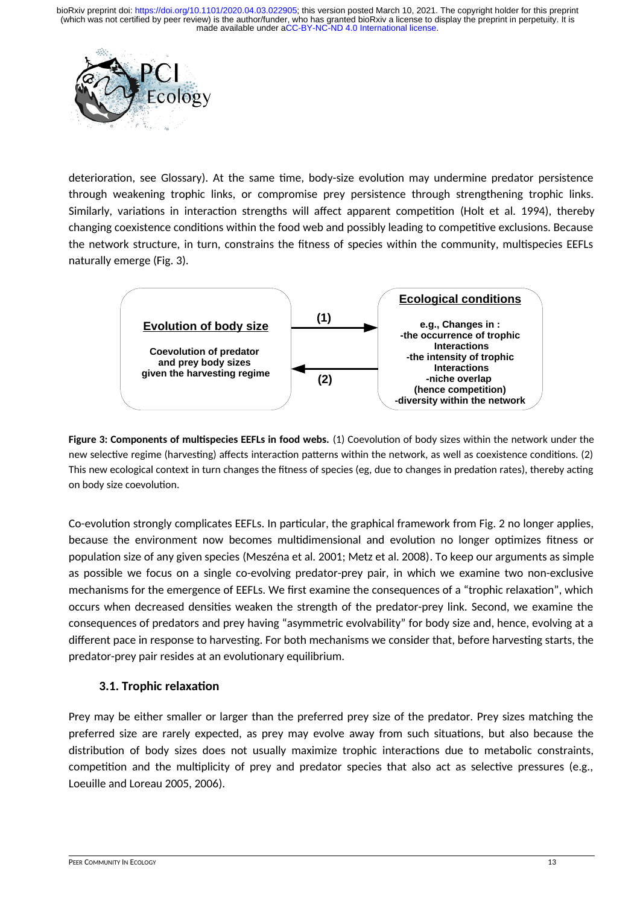deterioration, see Glossary). At the same time, body-size evolution may undermine predator persistence through weakening trophic links, or compromise prey persistence through strengthening trophic links. Similarly, variations in interaction strengths will affect apparent competition (Holt et al. 1994), thereby changing coexistence conditions within the food web and possibly leading to competitive exclusions. Because the network structure, in turn, constrains the fitness of species within the community, multispecies EEFLs naturally emerge (Fig. 3).

**Evolution of body size**

**Coevolution of predator and prey body sizes given the harvesting regime**

**(1)** →

← **(2)**

**Ecological conditions**

**e.g., Changes in :**
**-the occurrence of trophic Interactions**
**-the intensity of trophic Interactions**
**-niche overlap (hence competition)**
**-diversity within the network**

**Figure 3: Components of multispecies EEFLs in food webs.** (1) Coevolution of body sizes within the network under the new selective regime (harvesting) affects interaction patterns within the network, as well as coexistence conditions. (2) This new ecological context in turn changes the fitness of species (eg, due to changes in predation rates), thereby acting on body size coevolution.

Co-evolution strongly complicates EEFLs. In particular, the graphical framework from Fig. 2 no longer applies, because the environment now becomes multidimensional and evolution no longer optimizes fitness or population size of any given species (Meszéna et al. 2001; Metz et al. 2008). To keep our arguments as simple as possible we focus on a single co-evolving predator-prey pair, in which we examine two non-exclusive mechanisms for the emergence of EEFLs. We first examine the consequences of a "trophic relaxation", which occurs when decreased densities weaken the strength of the predator-prey link. Second, we examine the consequences of predators and prey having "asymmetric evolvability" for body size and, hence, evolving at a different pace in response to harvesting. For both mechanisms we consider that, before harvesting starts, the predator-prey pair resides at an evolutionary equilibrium.

### 3.1. Trophic relaxation

Prey may be either smaller or larger than the preferred prey size of the predator. Prey sizes matching the preferred size are rarely expected, as prey may evolve away from such situations, but also because the distribution of body sizes does not usually maximize trophic interactions due to metabolic constraints, competition and the multiplicity of prey and predator species that also act as selective pressures (e.g., Loeuille and Loreau 2005, 2006).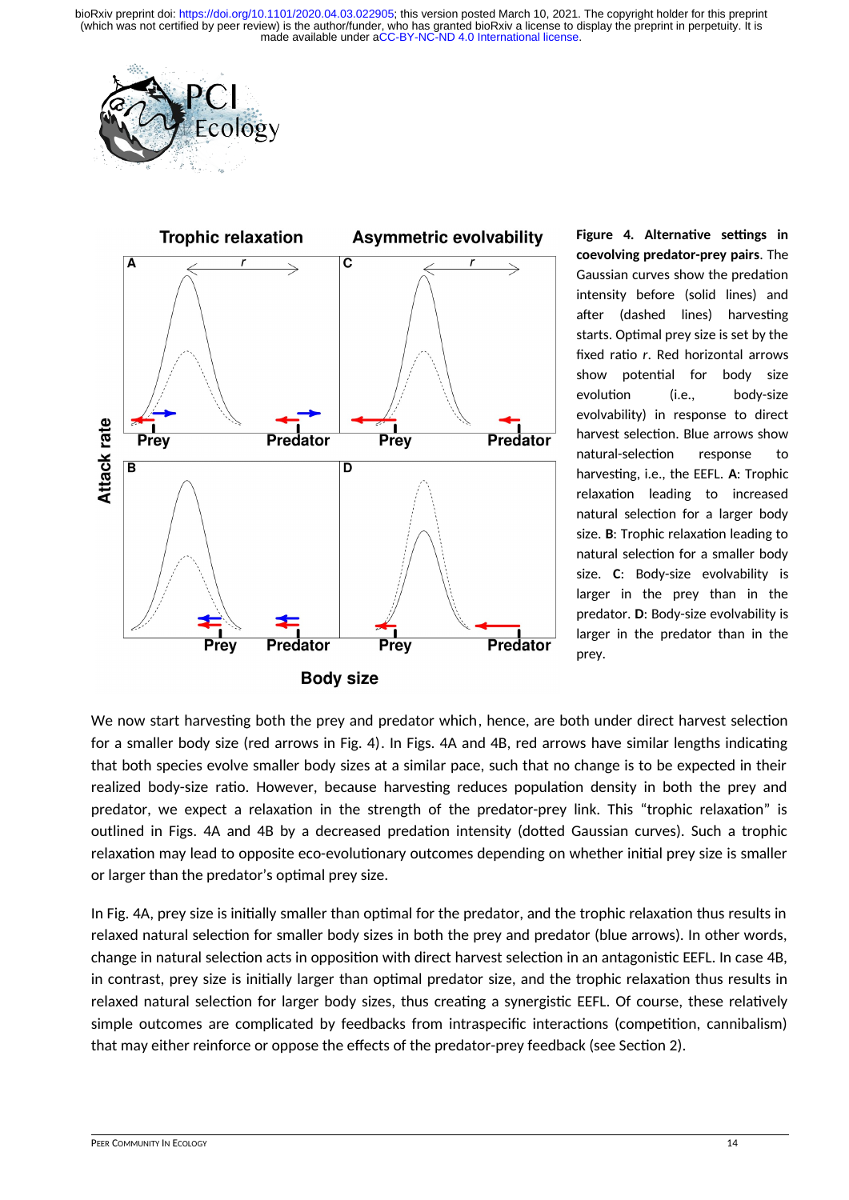**Figure 4. Alternative settings in coevolving predator-prey pairs**. The Gaussian curves show the predation intensity before (solid lines) and after (dashed lines) harvesting starts. Optimal prey size is set by the fixed ratio *r*. Red horizontal arrows show potential for body size evolution (i.e., body-size evolvability) in response to direct harvest selection. Blue arrows show natural-selection response to harvesting, i.e., the EEFL. **A**: Trophic relaxation leading to increased natural selection for a larger body size. **B**: Trophic relaxation leading to natural selection for a smaller body size. **C**: Body-size evolvability is larger in the prey than in the predator. **D**: Body-size evolvability is larger in the predator than in the prey.

We now start harvesting both the prey and predator which, hence, are both under direct harvest selection for a smaller body size (red arrows in Fig. 4). In Figs. 4A and 4B, red arrows have similar lengths indicating that both species evolve smaller body sizes at a similar pace, such that no change is to be expected in their realized body-size ratio. However, because harvesting reduces population density in both the prey and predator, we expect a relaxation in the strength of the predator-prey link. This "trophic relaxation" is outlined in Figs. 4A and 4B by a decreased predation intensity (dotted Gaussian curves). Such a trophic relaxation may lead to opposite eco-evolutionary outcomes depending on whether initial prey size is smaller or larger than the predator's optimal prey size.

In Fig. 4A, prey size is initially smaller than optimal for the predator, and the trophic relaxation thus results in relaxed natural selection for smaller body sizes in both the prey and predator (blue arrows). In other words, change in natural selection acts in opposition with direct harvest selection in an antagonistic EEFL. In case 4B, in contrast, prey size is initially larger than optimal predator size, and the trophic relaxation thus results in relaxed natural selection for larger body sizes, thus creating a synergistic EEFL. Of course, these relatively simple outcomes are complicated by feedbacks from intraspecific interactions (competition, cannibalism) that may either reinforce or oppose the effects of the predator-prey feedback (see Section 2).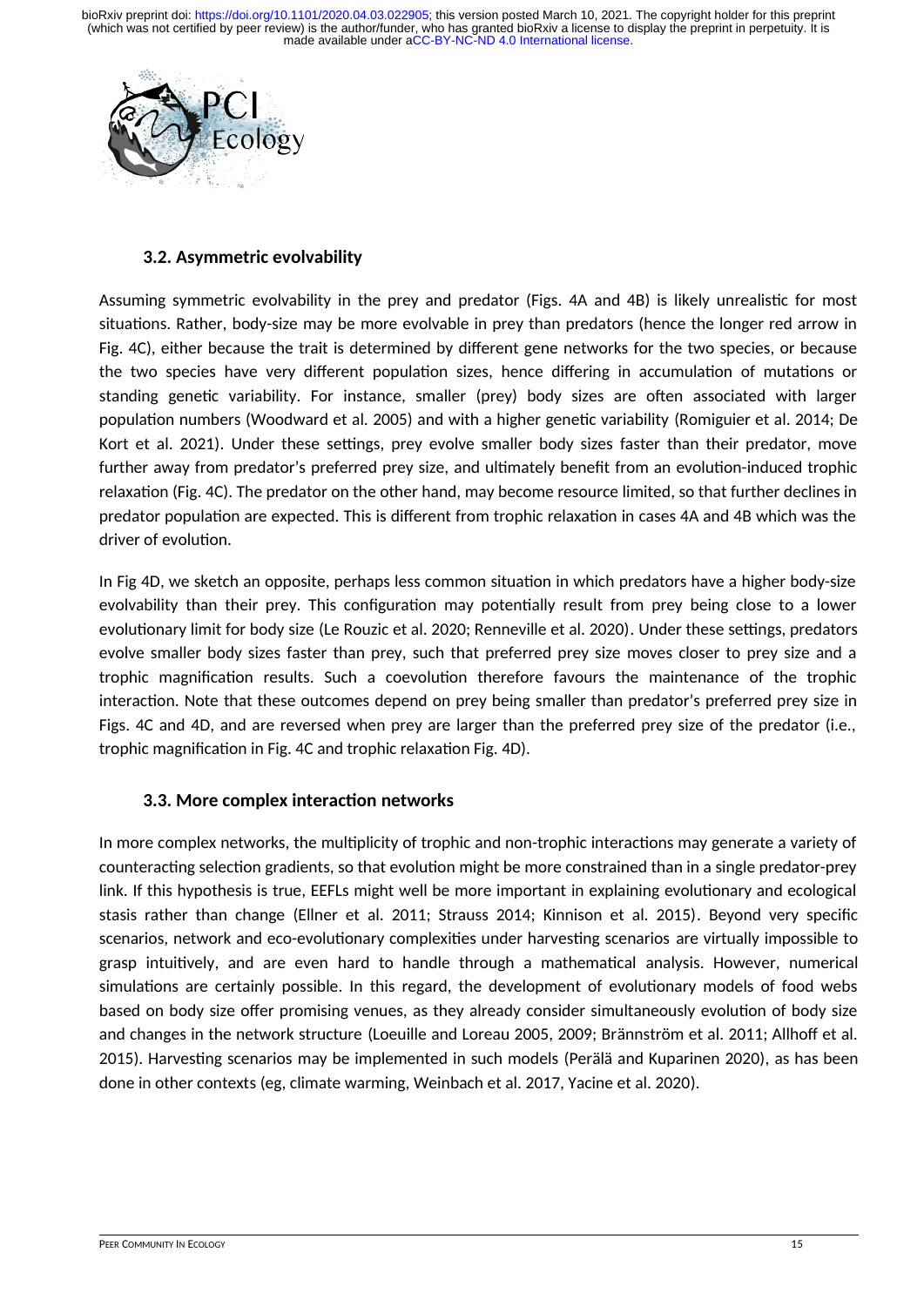### 3.2. Asymmetric evolvability

Assuming symmetric evolvability in the prey and predator (Figs. 4A and 4B) is likely unrealistic for most situations. Rather, body-size may be more evolvable in prey than predators (hence the longer red arrow in Fig. 4C), either because the trait is determined by different gene networks for the two species, or because the two species have very different population sizes, hence differing in accumulation of mutations or standing genetic variability. For instance, smaller (prey) body sizes are often associated with larger population numbers (Woodward et al. 2005) and with a higher genetic variability (Romiguier et al. 2014; De Kort et al. 2021). Under these settings, prey evolve smaller body sizes faster than their predator, move further away from predator's preferred prey size, and ultimately benefit from an evolution-induced trophic relaxation (Fig. 4C). The predator on the other hand, may become resource limited, so that further declines in predator population are expected. This is different from trophic relaxation in cases 4A and 4B which was the driver of evolution.

In Fig 4D, we sketch an opposite, perhaps less common situation in which predators have a higher body-size evolvability than their prey. This configuration may potentially result from prey being close to a lower evolutionary limit for body size (Le Rouzic et al. 2020; Renneville et al. 2020). Under these settings, predators evolve smaller body sizes faster than prey, such that preferred prey size moves closer to prey size and a trophic magnification results. Such a coevolution therefore favours the maintenance of the trophic interaction. Note that these outcomes depend on prey being smaller than predator's preferred prey size in Figs. 4C and 4D, and are reversed when prey are larger than the preferred prey size of the predator (i.e., trophic magnification in Fig. 4C and trophic relaxation Fig. 4D).

### 3.3. More complex interaction networks

In more complex networks, the multiplicity of trophic and non-trophic interactions may generate a variety of counteracting selection gradients, so that evolution might be more constrained than in a single predator-prey link. If this hypothesis is true, EEFLs might well be more important in explaining evolutionary and ecological stasis rather than change (Ellner et al. 2011; Strauss 2014; Kinnison et al. 2015). Beyond very specific scenarios, network and eco-evolutionary complexities under harvesting scenarios are virtually impossible to grasp intuitively, and are even hard to handle through a mathematical analysis. However, numerical simulations are certainly possible. In this regard, the development of evolutionary models of food webs based on body size offer promising venues, as they already consider simultaneously evolution of body size and changes in the network structure (Loeuille and Loreau 2005, 2009; Brännström et al. 2011; Allhoff et al. 2015). Harvesting scenarios may be implemented in such models (Perälä and Kuparinen 2020), as has been done in other contexts (eg, climate warming, Weinbach et al. 2017, Yacine et al. 2020).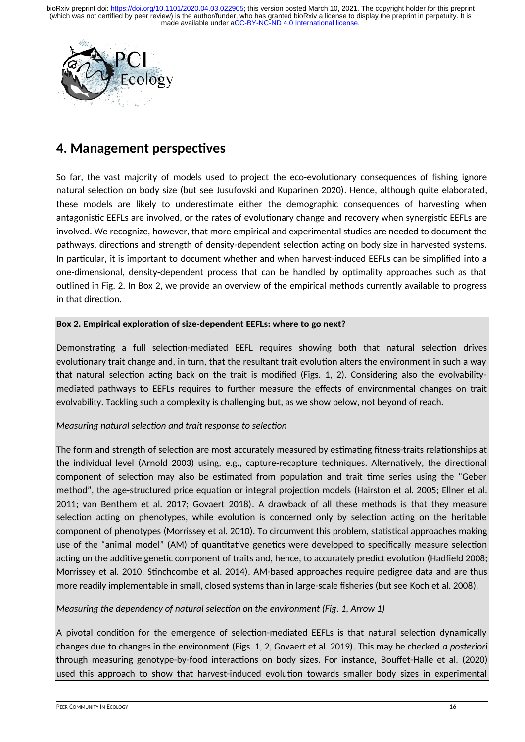## 4. Management perspectives

So far, the vast majority of models used to project the eco-evolutionary consequences of fishing ignore natural selection on body size (but see Jusufovski and Kuparinen 2020). Hence, although quite elaborated, these models are likely to underestimate either the demographic consequences of harvesting when antagonistic EEFLs are involved, or the rates of evolutionary change and recovery when synergistic EEFLs are involved. We recognize, however, that more empirical and experimental studies are needed to document the pathways, directions and strength of density-dependent selection acting on body size in harvested systems. In particular, it is important to document whether and when harvest-induced EEFLs can be simplified into a one-dimensional, density-dependent process that can be handled by optimality approaches such as that outlined in Fig. 2. In Box 2, we provide an overview of the empirical methods currently available to progress in that direction.

**Box 2. Empirical exploration of size-dependent EEFLs: where to go next?**

Demonstrating a full selection-mediated EEFL requires showing both that natural selection drives evolutionary trait change and, in turn, that the resultant trait evolution alters the environment in such a way that natural selection acting back on the trait is modified (Figs. 1, 2). Considering also the evolvability-mediated pathways to EEFLs requires to further measure the effects of environmental changes on trait evolvability. Tackling such a complexity is challenging but, as we show below, not beyond of reach.

*Measuring natural selection and trait response to selection*

The form and strength of selection are most accurately measured by estimating fitness-traits relationships at the individual level (Arnold 2003) using, e.g., capture-recapture techniques. Alternatively, the directional component of selection may also be estimated from population and trait time series using the "Geber method", the age-structured price equation or integral projection models (Hairston et al. 2005; Ellner et al. 2011; van Benthem et al. 2017; Govaert 2018). A drawback of all these methods is that they measure selection acting on phenotypes, while evolution is concerned only by selection acting on the heritable component of phenotypes (Morrissey et al. 2010). To circumvent this problem, statistical approaches making use of the "animal model" (AM) of quantitative genetics were developed to specifically measure selection acting on the additive genetic component of traits and, hence, to accurately predict evolution (Hadfield 2008; Morrissey et al. 2010; Stinchcombe et al. 2014). AM-based approaches require pedigree data and are thus more readily implementable in small, closed systems than in large-scale fisheries (but see Koch et al. 2008).

*Measuring the dependency of natural selection on the environment (Fig. 1, Arrow 1)*

A pivotal condition for the emergence of selection-mediated EEFLs is that natural selection dynamically changes due to changes in the environment (Figs. 1, 2, Govaert et al. 2019). This may be checked *a posteriori* through measuring genotype-by-food interactions on body sizes. For instance, Bouffet-Halle et al. (2020) used this approach to show that harvest-induced evolution towards smaller body sizes in experimental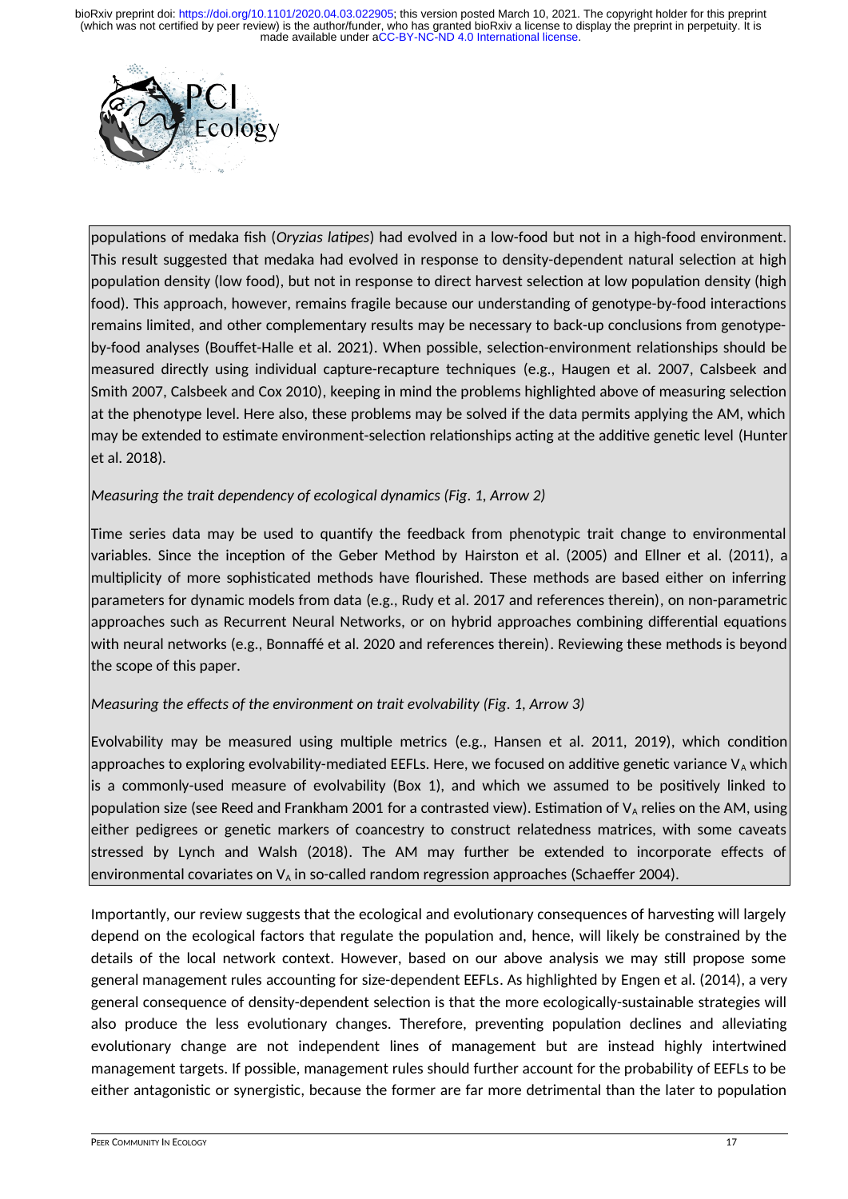populations of medaka fish (*Oryzias latipes*) had evolved in a low-food but not in a high-food environment. This result suggested that medaka had evolved in response to density-dependent natural selection at high population density (low food), but not in response to direct harvest selection at low population density (high food). This approach, however, remains fragile because our understanding of genotype-by-food interactions remains limited, and other complementary results may be necessary to back-up conclusions from genotype-by-food analyses (Bouffet-Halle et al. 2021). When possible, selection-environment relationships should be measured directly using individual capture-recapture techniques (e.g., Haugen et al. 2007, Calsbeek and Smith 2007, Calsbeek and Cox 2010), keeping in mind the problems highlighted above of measuring selection at the phenotype level. Here also, these problems may be solved if the data permits applying the AM, which may be extended to estimate environment-selection relationships acting at the additive genetic level (Hunter et al. 2018).

*Measuring the trait dependency of ecological dynamics (Fig. 1, Arrow 2)*

Time series data may be used to quantify the feedback from phenotypic trait change to environmental variables. Since the inception of the Geber Method by Hairston et al. (2005) and Ellner et al. (2011), a multiplicity of more sophisticated methods have flourished. These methods are based either on inferring parameters for dynamic models from data (e.g., Rudy et al. 2017 and references therein), on non-parametric approaches such as Recurrent Neural Networks, or on hybrid approaches combining differential equations with neural networks (e.g., Bonnaffé et al. 2020 and references therein). Reviewing these methods is beyond the scope of this paper.

*Measuring the effects of the environment on trait evolvability (Fig. 1, Arrow 3)*

Evolvability may be measured using multiple metrics (e.g., Hansen et al. 2011, 2019), which condition approaches to exploring evolvability-mediated EEFLs. Here, we focused on additive genetic variance $V_A$ which is a commonly-used measure of evolvability (Box 1), and which we assumed to be positively linked to population size (see Reed and Frankham 2001 for a contrasted view). Estimation of $V_A$ relies on the AM, using either pedigrees or genetic markers of coancestry to construct relatedness matrices, with some caveats stressed by Lynch and Walsh (2018). The AM may further be extended to incorporate effects of environmental covariates on $V_A$ in so-called random regression approaches (Schaeffer 2004).

Importantly, our review suggests that the ecological and evolutionary consequences of harvesting will largely depend on the ecological factors that regulate the population and, hence, will likely be constrained by the details of the local network context. However, based on our above analysis we may still propose some general management rules accounting for size-dependent EEFLs. As highlighted by Engen et al. (2014), a very general consequence of density-dependent selection is that the more ecologically-sustainable strategies will also produce the less evolutionary changes. Therefore, preventing population declines and alleviating evolutionary change are not independent lines of management but are instead highly intertwined management targets. If possible, management rules should further account for the probability of EEFLs to be either antagonistic or synergistic, because the former are far more detrimental than the later to population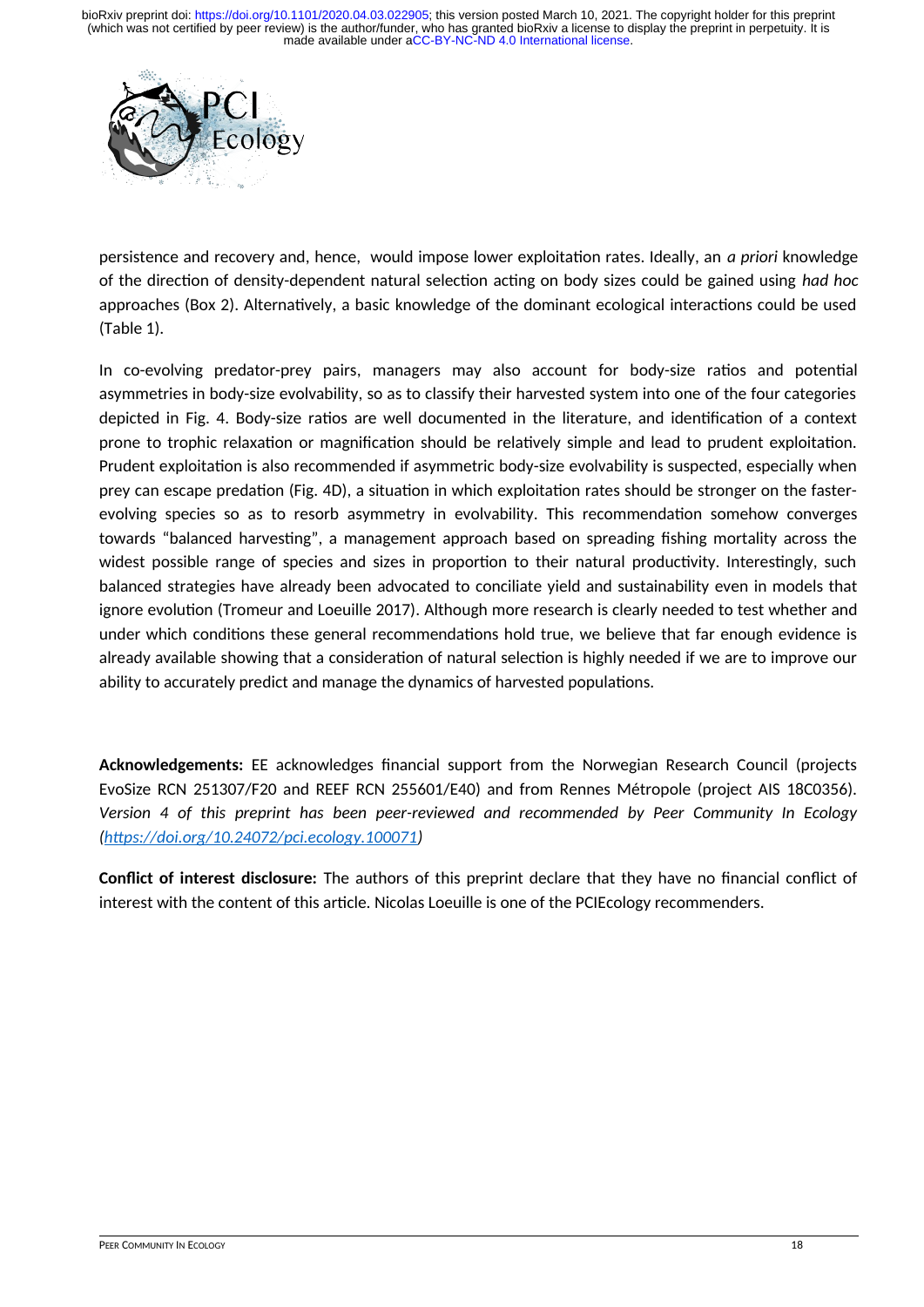persistence and recovery and, hence, would impose lower exploitation rates. Ideally, an *a priori* knowledge of the direction of density-dependent natural selection acting on body sizes could be gained using *had hoc* approaches (Box 2). Alternatively, a basic knowledge of the dominant ecological interactions could be used (Table 1).

In co-evolving predator-prey pairs, managers may also account for body-size ratios and potential asymmetries in body-size evolvability, so as to classify their harvested system into one of the four categories depicted in Fig. 4. Body-size ratios are well documented in the literature, and identification of a context prone to trophic relaxation or magnification should be relatively simple and lead to prudent exploitation. Prudent exploitation is also recommended if asymmetric body-size evolvability is suspected, especially when prey can escape predation (Fig. 4D), a situation in which exploitation rates should be stronger on the faster-evolving species so as to resorb asymmetry in evolvability. This recommendation somehow converges towards "balanced harvesting", a management approach based on spreading fishing mortality across the widest possible range of species and sizes in proportion to their natural productivity. Interestingly, such balanced strategies have already been advocated to conciliate yield and sustainability even in models that ignore evolution (Tromeur and Loeuille 2017). Although more research is clearly needed to test whether and under which conditions these general recommendations hold true, we believe that far enough evidence is already available showing that a consideration of natural selection is highly needed if we are to improve our ability to accurately predict and manage the dynamics of harvested populations.

**Acknowledgements:** EE acknowledges financial support from the Norwegian Research Council (projects EvoSize RCN 251307/F20 and REEF RCN 255601/E40) and from Rennes Métropole (project AIS 18C0356). *Version 4 of this preprint has been peer-reviewed and recommended by Peer Community In Ecology (https://doi.org/10.24072/pci.ecology.100071)*

**Conflict of interest disclosure:** The authors of this preprint declare that they have no financial conflict of interest with the content of this article. Nicolas Loeuille is one of the PCIEcology recommenders.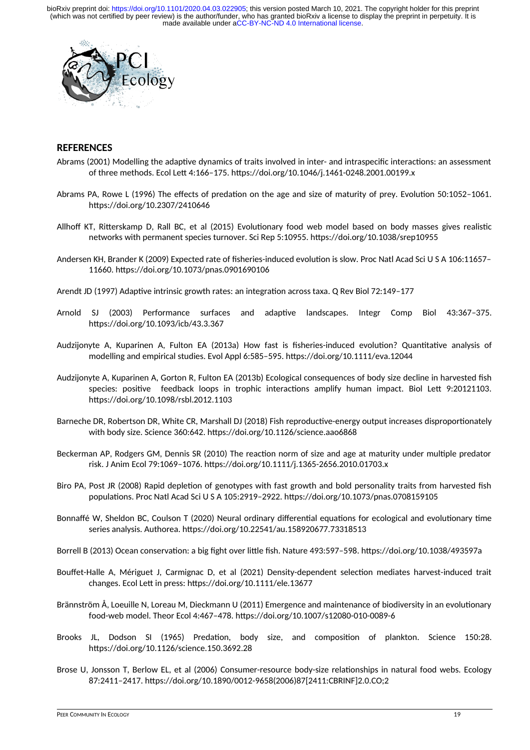## REFERENCES

Abrams (2001) Modelling the adaptive dynamics of traits involved in inter- and intraspecific interactions: an assessment of three methods. Ecol Lett 4:166–175. https://doi.org/10.1046/j.1461-0248.2001.00199.x

Abrams PA, Rowe L (1996) The effects of predation on the age and size of maturity of prey. Evolution 50:1052–1061. https://doi.org/10.2307/2410646

Allhoff KT, Ritterskamp D, Rall BC, et al (2015) Evolutionary food web model based on body masses gives realistic networks with permanent species turnover. Sci Rep 5:10955. https://doi.org/10.1038/srep10955

Andersen KH, Brander K (2009) Expected rate of fisheries-induced evolution is slow. Proc Natl Acad Sci U S A 106:11657–11660. https://doi.org/10.1073/pnas.0901690106

Arendt JD (1997) Adaptive intrinsic growth rates: an integration across taxa. Q Rev Biol 72:149–177

Arnold SJ (2003) Performance surfaces and adaptive landscapes. Integr Comp Biol 43:367–375. https://doi.org/10.1093/icb/43.3.367

Audzijonyte A, Kuparinen A, Fulton EA (2013a) How fast is fisheries-induced evolution? Quantitative analysis of modelling and empirical studies. Evol Appl 6:585–595. https://doi.org/10.1111/eva.12044

Audzijonyte A, Kuparinen A, Gorton R, Fulton EA (2013b) Ecological consequences of body size decline in harvested fish species: positive feedback loops in trophic interactions amplify human impact. Biol Lett 9:20121103. https://doi.org/10.1098/rsbl.2012.1103

Barneche DR, Robertson DR, White CR, Marshall DJ (2018) Fish reproductive-energy output increases disproportionately with body size. Science 360:642. https://doi.org/10.1126/science.aao6868

Beckerman AP, Rodgers GM, Dennis SR (2010) The reaction norm of size and age at maturity under multiple predator risk. J Anim Ecol 79:1069–1076. https://doi.org/10.1111/j.1365-2656.2010.01703.x

Biro PA, Post JR (2008) Rapid depletion of genotypes with fast growth and bold personality traits from harvested fish populations. Proc Natl Acad Sci U S A 105:2919–2922. https://doi.org/10.1073/pnas.0708159105

Bonnaffé W, Sheldon BC, Coulson T (2020) Neural ordinary differential equations for ecological and evolutionary time series analysis. Authorea. https://doi.org/10.22541/au.158920677.73318513

Borrell B (2013) Ocean conservation: a big fight over little fish. Nature 493:597–598. https://doi.org/10.1038/493597a

Bouffet-Halle A, Mériguet J, Carmignac D, et al (2021) Density-dependent selection mediates harvest-induced trait changes. Ecol Lett in press: https://doi.org/10.1111/ele.13677

Brännström Å, Loeuille N, Loreau M, Dieckmann U (2011) Emergence and maintenance of biodiversity in an evolutionary food-web model. Theor Ecol 4:467–478. https://doi.org/10.1007/s12080-010-0089-6

Brooks JL, Dodson SI (1965) Predation, body size, and composition of plankton. Science 150:28. https://doi.org/10.1126/science.150.3692.28

Brose U, Jonsson T, Berlow EL, et al (2006) Consumer-resource body-size relationships in natural food webs. Ecology 87:2411–2417. https://doi.org/10.1890/0012-9658(2006)87[2411:CBRINF]2.0.CO;2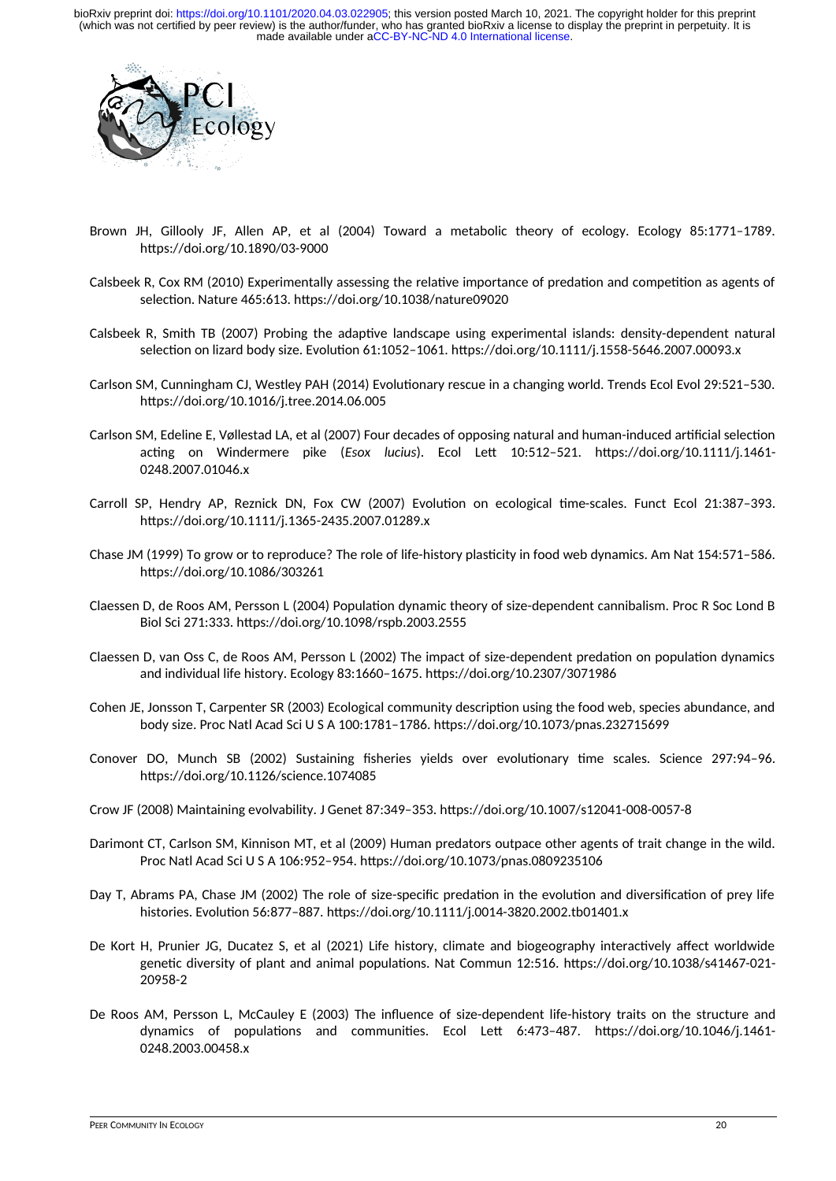Brown JH, Gillooly JF, Allen AP, et al (2004) Toward a metabolic theory of ecology. Ecology 85:1771–1789. https://doi.org/10.1890/03-9000

Calsbeek R, Cox RM (2010) Experimentally assessing the relative importance of predation and competition as agents of selection. Nature 465:613. https://doi.org/10.1038/nature09020

Calsbeek R, Smith TB (2007) Probing the adaptive landscape using experimental islands: density-dependent natural selection on lizard body size. Evolution 61:1052–1061. https://doi.org/10.1111/j.1558-5646.2007.00093.x

Carlson SM, Cunningham CJ, Westley PAH (2014) Evolutionary rescue in a changing world. Trends Ecol Evol 29:521–530. https://doi.org/10.1016/j.tree.2014.06.005

Carlson SM, Edeline E, Vøllestad LA, et al (2007) Four decades of opposing natural and human-induced artificial selection acting on Windermere pike (*Esox lucius*). Ecol Lett 10:512–521. https://doi.org/10.1111/j.1461-0248.2007.01046.x

Carroll SP, Hendry AP, Reznick DN, Fox CW (2007) Evolution on ecological time-scales. Funct Ecol 21:387–393. https://doi.org/10.1111/j.1365-2435.2007.01289.x

Chase JM (1999) To grow or to reproduce? The role of life-history plasticity in food web dynamics. Am Nat 154:571–586. https://doi.org/10.1086/303261

Claessen D, de Roos AM, Persson L (2004) Population dynamic theory of size-dependent cannibalism. Proc R Soc Lond B Biol Sci 271:333. https://doi.org/10.1098/rspb.2003.2555

Claessen D, van Oss C, de Roos AM, Persson L (2002) The impact of size-dependent predation on population dynamics and individual life history. Ecology 83:1660–1675. https://doi.org/10.2307/3071986

Cohen JE, Jonsson T, Carpenter SR (2003) Ecological community description using the food web, species abundance, and body size. Proc Natl Acad Sci U S A 100:1781–1786. https://doi.org/10.1073/pnas.232715699

Conover DO, Munch SB (2002) Sustaining fisheries yields over evolutionary time scales. Science 297:94–96. https://doi.org/10.1126/science.1074085

Crow JF (2008) Maintaining evolvability. J Genet 87:349–353. https://doi.org/10.1007/s12041-008-0057-8

Darimont CT, Carlson SM, Kinnison MT, et al (2009) Human predators outpace other agents of trait change in the wild. Proc Natl Acad Sci U S A 106:952–954. https://doi.org/10.1073/pnas.0809235106

Day T, Abrams PA, Chase JM (2002) The role of size-specific predation in the evolution and diversification of prey life histories. Evolution 56:877–887. https://doi.org/10.1111/j.0014-3820.2002.tb01401.x

De Kort H, Prunier JG, Ducatez S, et al (2021) Life history, climate and biogeography interactively affect worldwide genetic diversity of plant and animal populations. Nat Commun 12:516. https://doi.org/10.1038/s41467-021-20958-2

De Roos AM, Persson L, McCauley E (2003) The influence of size-dependent life-history traits on the structure and dynamics of populations and communities. Ecol Lett 6:473–487. https://doi.org/10.1046/j.1461-0248.2003.00458.x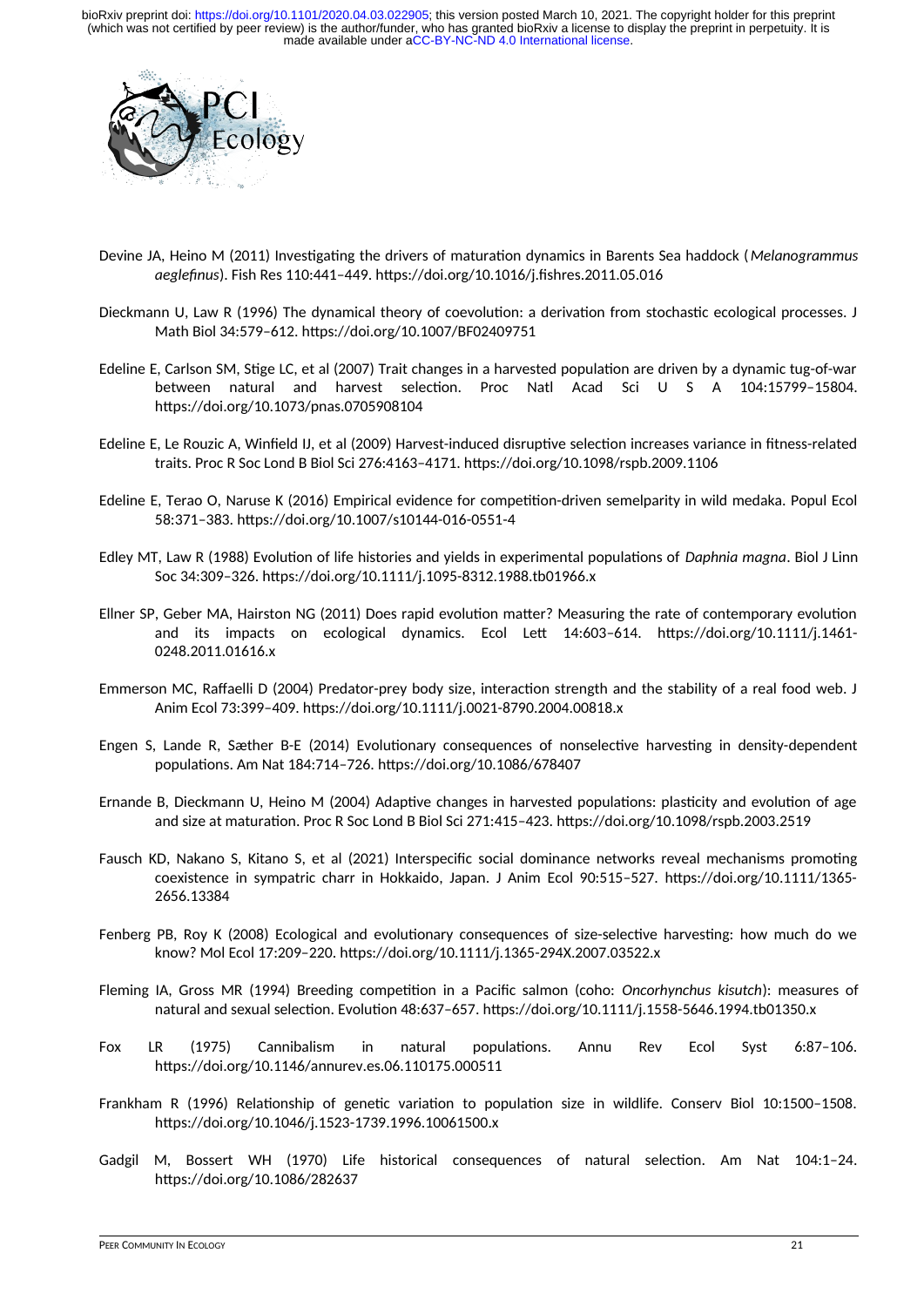Devine JA, Heino M (2011) Investigating the drivers of maturation dynamics in Barents Sea haddock (*Melanogrammus aeglefinus*). Fish Res 110:441–449. https://doi.org/10.1016/j.fishres.2011.05.016

Dieckmann U, Law R (1996) The dynamical theory of coevolution: a derivation from stochastic ecological processes. J Math Biol 34:579–612. https://doi.org/10.1007/BF02409751

Edeline E, Carlson SM, Stige LC, et al (2007) Trait changes in a harvested population are driven by a dynamic tug-of-war between natural and harvest selection. Proc Natl Acad Sci U S A 104:15799–15804. https://doi.org/10.1073/pnas.0705908104

Edeline E, Le Rouzic A, Winfield IJ, et al (2009) Harvest-induced disruptive selection increases variance in fitness-related traits. Proc R Soc Lond B Biol Sci 276:4163–4171. https://doi.org/10.1098/rspb.2009.1106

Edeline E, Terao O, Naruse K (2016) Empirical evidence for competition-driven semelparity in wild medaka. Popul Ecol 58:371–383. https://doi.org/10.1007/s10144-016-0551-4

Edley MT, Law R (1988) Evolution of life histories and yields in experimental populations of *Daphnia magna*. Biol J Linn Soc 34:309–326. https://doi.org/10.1111/j.1095-8312.1988.tb01966.x

Ellner SP, Geber MA, Hairston NG (2011) Does rapid evolution matter? Measuring the rate of contemporary evolution and its impacts on ecological dynamics. Ecol Lett 14:603–614. https://doi.org/10.1111/j.1461-0248.2011.01616.x

Emmerson MC, Raffaelli D (2004) Predator-prey body size, interaction strength and the stability of a real food web. J Anim Ecol 73:399–409. https://doi.org/10.1111/j.0021-8790.2004.00818.x

Engen S, Lande R, Sæther B-E (2014) Evolutionary consequences of nonselective harvesting in density-dependent populations. Am Nat 184:714–726. https://doi.org/10.1086/678407

Ernande B, Dieckmann U, Heino M (2004) Adaptive changes in harvested populations: plasticity and evolution of age and size at maturation. Proc R Soc Lond B Biol Sci 271:415–423. https://doi.org/10.1098/rspb.2003.2519

Fausch KD, Nakano S, Kitano S, et al (2021) Interspecific social dominance networks reveal mechanisms promoting coexistence in sympatric charr in Hokkaido, Japan. J Anim Ecol 90:515–527. https://doi.org/10.1111/1365-2656.13384

Fenberg PB, Roy K (2008) Ecological and evolutionary consequences of size-selective harvesting: how much do we know? Mol Ecol 17:209–220. https://doi.org/10.1111/j.1365-294X.2007.03522.x

Fleming IA, Gross MR (1994) Breeding competition in a Pacific salmon (coho: *Oncorhynchus kisutch*): measures of natural and sexual selection. Evolution 48:637–657. https://doi.org/10.1111/j.1558-5646.1994.tb01350.x

Fox LR (1975) Cannibalism in natural populations. Annu Rev Ecol Syst 6:87–106. https://doi.org/10.1146/annurev.es.06.110175.000511

Frankham R (1996) Relationship of genetic variation to population size in wildlife. Conserv Biol 10:1500–1508. https://doi.org/10.1046/j.1523-1739.1996.10061500.x

Gadgil M, Bossert WH (1970) Life historical consequences of natural selection. Am Nat 104:1–24. https://doi.org/10.1086/282637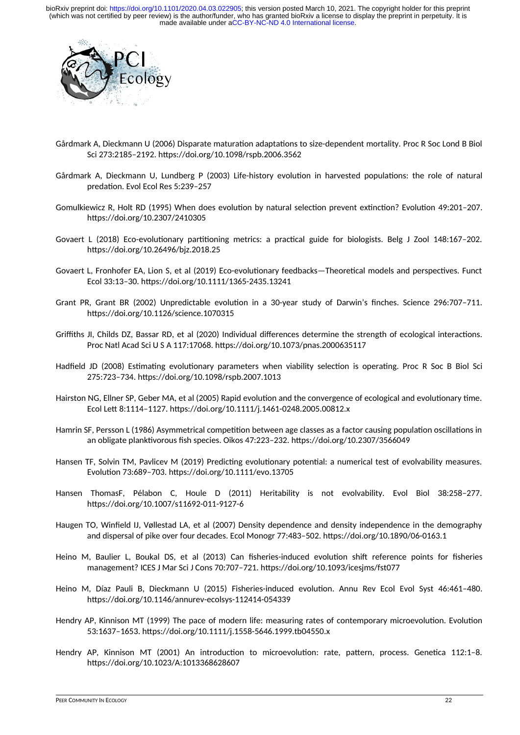Gårdmark A, Dieckmann U (2006) Disparate maturation adaptations to size-dependent mortality. Proc R Soc Lond B Biol Sci 273:2185–2192. https://doi.org/10.1098/rspb.2006.3562

Gårdmark A, Dieckmann U, Lundberg P (2003) Life-history evolution in harvested populations: the role of natural predation. Evol Ecol Res 5:239–257

Gomulkiewicz R, Holt RD (1995) When does evolution by natural selection prevent extinction? Evolution 49:201–207. https://doi.org/10.2307/2410305

Govaert L (2018) Eco-evolutionary partitioning metrics: a practical guide for biologists. Belg J Zool 148:167–202. https://doi.org/10.26496/bjz.2018.25

Govaert L, Fronhofer EA, Lion S, et al (2019) Eco-evolutionary feedbacks—Theoretical models and perspectives. Funct Ecol 33:13–30. https://doi.org/10.1111/1365-2435.13241

Grant PR, Grant BR (2002) Unpredictable evolution in a 30-year study of Darwin's finches. Science 296:707–711. https://doi.org/10.1126/science.1070315

Griffiths JI, Childs DZ, Bassar RD, et al (2020) Individual differences determine the strength of ecological interactions. Proc Natl Acad Sci U S A 117:17068. https://doi.org/10.1073/pnas.2000635117

Hadfield JD (2008) Estimating evolutionary parameters when viability selection is operating. Proc R Soc B Biol Sci 275:723–734. https://doi.org/10.1098/rspb.2007.1013

Hairston NG, Ellner SP, Geber MA, et al (2005) Rapid evolution and the convergence of ecological and evolutionary time. Ecol Lett 8:1114–1127. https://doi.org/10.1111/j.1461-0248.2005.00812.x

Hamrin SF, Persson L (1986) Asymmetrical competition between age classes as a factor causing population oscillations in an obligate planktivorous fish species. Oikos 47:223–232. https://doi.org/10.2307/3566049

Hansen TF, Solvin TM, Pavlicev M (2019) Predicting evolutionary potential: a numerical test of evolvability measures. Evolution 73:689–703. https://doi.org/10.1111/evo.13705

Hansen ThomasF, Pélabon C, Houle D (2011) Heritability is not evolvability. Evol Biol 38:258–277. https://doi.org/10.1007/s11692-011-9127-6

Haugen TO, Winfield IJ, Vøllestad LA, et al (2007) Density dependence and density independence in the demography and dispersal of pike over four decades. Ecol Monogr 77:483–502. https://doi.org/10.1890/06-0163.1

Heino M, Baulier L, Boukal DS, et al (2013) Can fisheries-induced evolution shift reference points for fisheries management? ICES J Mar Sci J Cons 70:707–721. https://doi.org/10.1093/icesjms/fst077

Heino M, Díaz Pauli B, Dieckmann U (2015) Fisheries-induced evolution. Annu Rev Ecol Evol Syst 46:461–480. https://doi.org/10.1146/annurev-ecolsys-112414-054339

Hendry AP, Kinnison MT (1999) The pace of modern life: measuring rates of contemporary microevolution. Evolution 53:1637–1653. https://doi.org/10.1111/j.1558-5646.1999.tb04550.x

Hendry AP, Kinnison MT (2001) An introduction to microevolution: rate, pattern, process. Genetica 112:1–8. https://doi.org/10.1023/A:1013368628607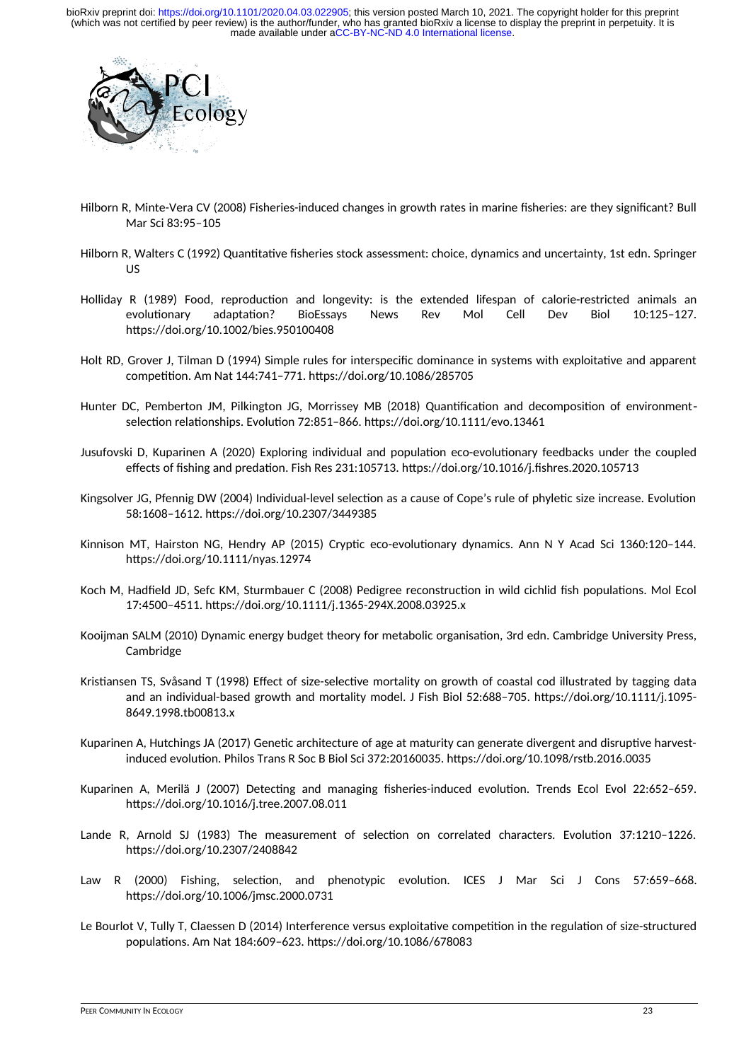Hilborn R, Minte-Vera CV (2008) Fisheries-induced changes in growth rates in marine fisheries: are they significant? Bull Mar Sci 83:95–105

Hilborn R, Walters C (1992) Quantitative fisheries stock assessment: choice, dynamics and uncertainty, 1st edn. Springer US

Holliday R (1989) Food, reproduction and longevity: is the extended lifespan of calorie-restricted animals an evolutionary adaptation? BioEssays News Rev Mol Cell Dev Biol 10:125–127. https://doi.org/10.1002/bies.950100408

Holt RD, Grover J, Tilman D (1994) Simple rules for interspecific dominance in systems with exploitative and apparent competition. Am Nat 144:741–771. https://doi.org/10.1086/285705

Hunter DC, Pemberton JM, Pilkington JG, Morrissey MB (2018) Quantification and decomposition of environment-selection relationships. Evolution 72:851–866. https://doi.org/10.1111/evo.13461

Jusufovski D, Kuparinen A (2020) Exploring individual and population eco-evolutionary feedbacks under the coupled effects of fishing and predation. Fish Res 231:105713. https://doi.org/10.1016/j.fishres.2020.105713

Kingsolver JG, Pfennig DW (2004) Individual-level selection as a cause of Cope's rule of phyletic size increase. Evolution 58:1608–1612. https://doi.org/10.2307/3449385

Kinnison MT, Hairston NG, Hendry AP (2015) Cryptic eco-evolutionary dynamics. Ann N Y Acad Sci 1360:120–144. https://doi.org/10.1111/nyas.12974

Koch M, Hadfield JD, Sefc KM, Sturmbauer C (2008) Pedigree reconstruction in wild cichlid fish populations. Mol Ecol 17:4500–4511. https://doi.org/10.1111/j.1365-294X.2008.03925.x

Kooijman SALM (2010) Dynamic energy budget theory for metabolic organisation, 3rd edn. Cambridge University Press, Cambridge

Kristiansen TS, Svåsand T (1998) Effect of size-selective mortality on growth of coastal cod illustrated by tagging data and an individual-based growth and mortality model. J Fish Biol 52:688–705. https://doi.org/10.1111/j.1095-8649.1998.tb00813.x

Kuparinen A, Hutchings JA (2017) Genetic architecture of age at maturity can generate divergent and disruptive harvest-induced evolution. Philos Trans R Soc B Biol Sci 372:20160035. https://doi.org/10.1098/rstb.2016.0035

Kuparinen A, Merilä J (2007) Detecting and managing fisheries-induced evolution. Trends Ecol Evol 22:652–659. https://doi.org/10.1016/j.tree.2007.08.011

Lande R, Arnold SJ (1983) The measurement of selection on correlated characters. Evolution 37:1210–1226. https://doi.org/10.2307/2408842

Law R (2000) Fishing, selection, and phenotypic evolution. ICES J Mar Sci J Cons 57:659–668. https://doi.org/10.1006/jmsc.2000.0731

Le Bourlot V, Tully T, Claessen D (2014) Interference versus exploitative competition in the regulation of size-structured populations. Am Nat 184:609–623. https://doi.org/10.1086/678083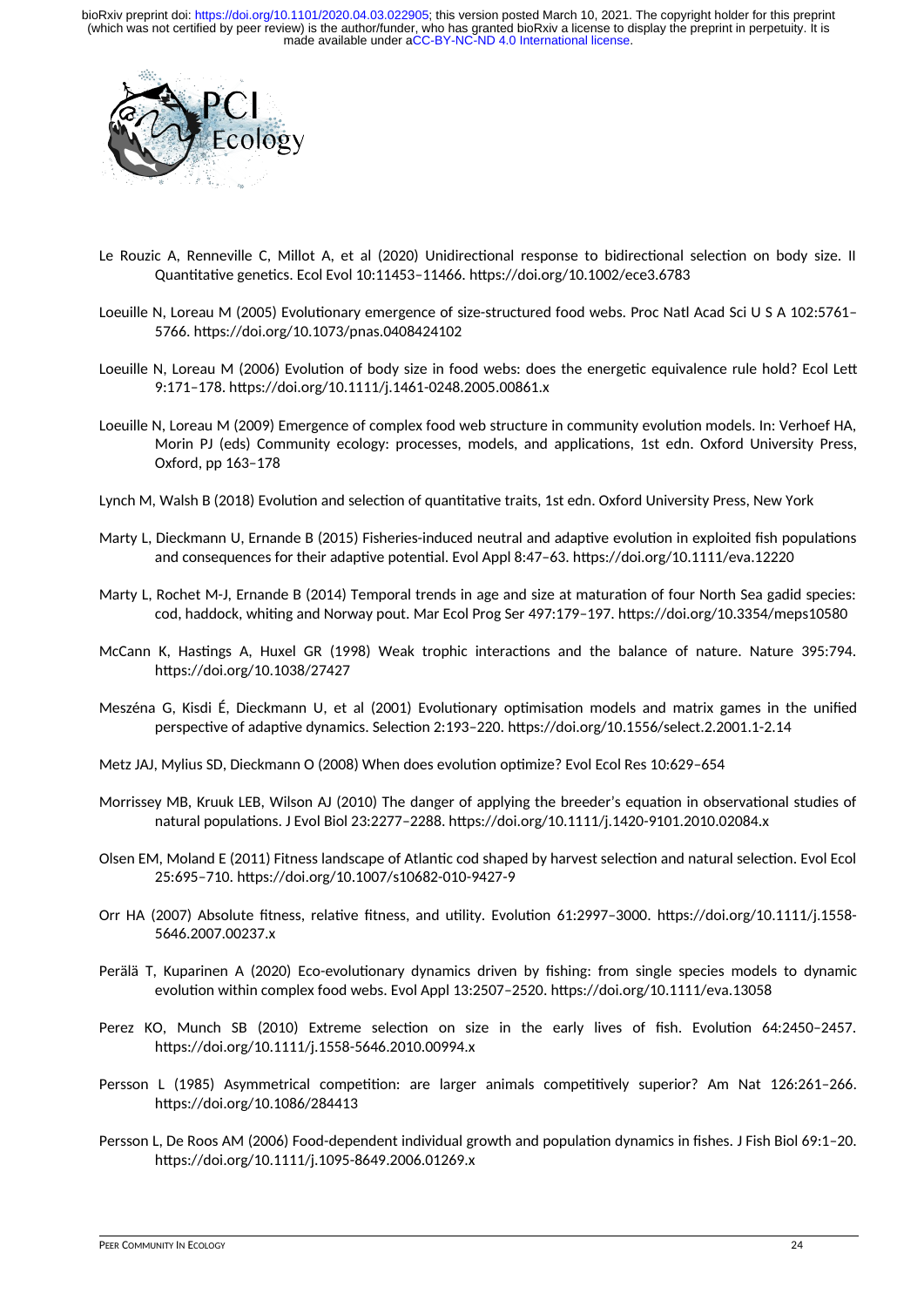Le Rouzic A, Renneville C, Millot A, et al (2020) Unidirectional response to bidirectional selection on body size. II Quantitative genetics. Ecol Evol 10:11453–11466. https://doi.org/10.1002/ece3.6783

Loeuille N, Loreau M (2005) Evolutionary emergence of size-structured food webs. Proc Natl Acad Sci U S A 102:5761–5766. https://doi.org/10.1073/pnas.0408424102

Loeuille N, Loreau M (2006) Evolution of body size in food webs: does the energetic equivalence rule hold? Ecol Lett 9:171–178. https://doi.org/10.1111/j.1461-0248.2005.00861.x

Loeuille N, Loreau M (2009) Emergence of complex food web structure in community evolution models. In: Verhoef HA, Morin PJ (eds) Community ecology: processes, models, and applications, 1st edn. Oxford University Press, Oxford, pp 163–178

Lynch M, Walsh B (2018) Evolution and selection of quantitative traits, 1st edn. Oxford University Press, New York

Marty L, Dieckmann U, Ernande B (2015) Fisheries-induced neutral and adaptive evolution in exploited fish populations and consequences for their adaptive potential. Evol Appl 8:47–63. https://doi.org/10.1111/eva.12220

Marty L, Rochet M-J, Ernande B (2014) Temporal trends in age and size at maturation of four North Sea gadid species: cod, haddock, whiting and Norway pout. Mar Ecol Prog Ser 497:179–197. https://doi.org/10.3354/meps10580

McCann K, Hastings A, Huxel GR (1998) Weak trophic interactions and the balance of nature. Nature 395:794. https://doi.org/10.1038/27427

Meszéna G, Kisdi É, Dieckmann U, et al (2001) Evolutionary optimisation models and matrix games in the unified perspective of adaptive dynamics. Selection 2:193–220. https://doi.org/10.1556/select.2.2001.1-2.14

Metz JAJ, Mylius SD, Dieckmann O (2008) When does evolution optimize? Evol Ecol Res 10:629–654

Morrissey MB, Kruuk LEB, Wilson AJ (2010) The danger of applying the breeder's equation in observational studies of natural populations. J Evol Biol 23:2277–2288. https://doi.org/10.1111/j.1420-9101.2010.02084.x

Olsen EM, Moland E (2011) Fitness landscape of Atlantic cod shaped by harvest selection and natural selection. Evol Ecol 25:695–710. https://doi.org/10.1007/s10682-010-9427-9

Orr HA (2007) Absolute fitness, relative fitness, and utility. Evolution 61:2997–3000. https://doi.org/10.1111/j.1558-5646.2007.00237.x

Perälä T, Kuparinen A (2020) Eco-evolutionary dynamics driven by fishing: from single species models to dynamic evolution within complex food webs. Evol Appl 13:2507–2520. https://doi.org/10.1111/eva.13058

Perez KO, Munch SB (2010) Extreme selection on size in the early lives of fish. Evolution 64:2450–2457. https://doi.org/10.1111/j.1558-5646.2010.00994.x

Persson L (1985) Asymmetrical competition: are larger animals competitively superior? Am Nat 126:261–266. https://doi.org/10.1086/284413

Persson L, De Roos AM (2006) Food-dependent individual growth and population dynamics in fishes. J Fish Biol 69:1–20. https://doi.org/10.1111/j.1095-8649.2006.01269.x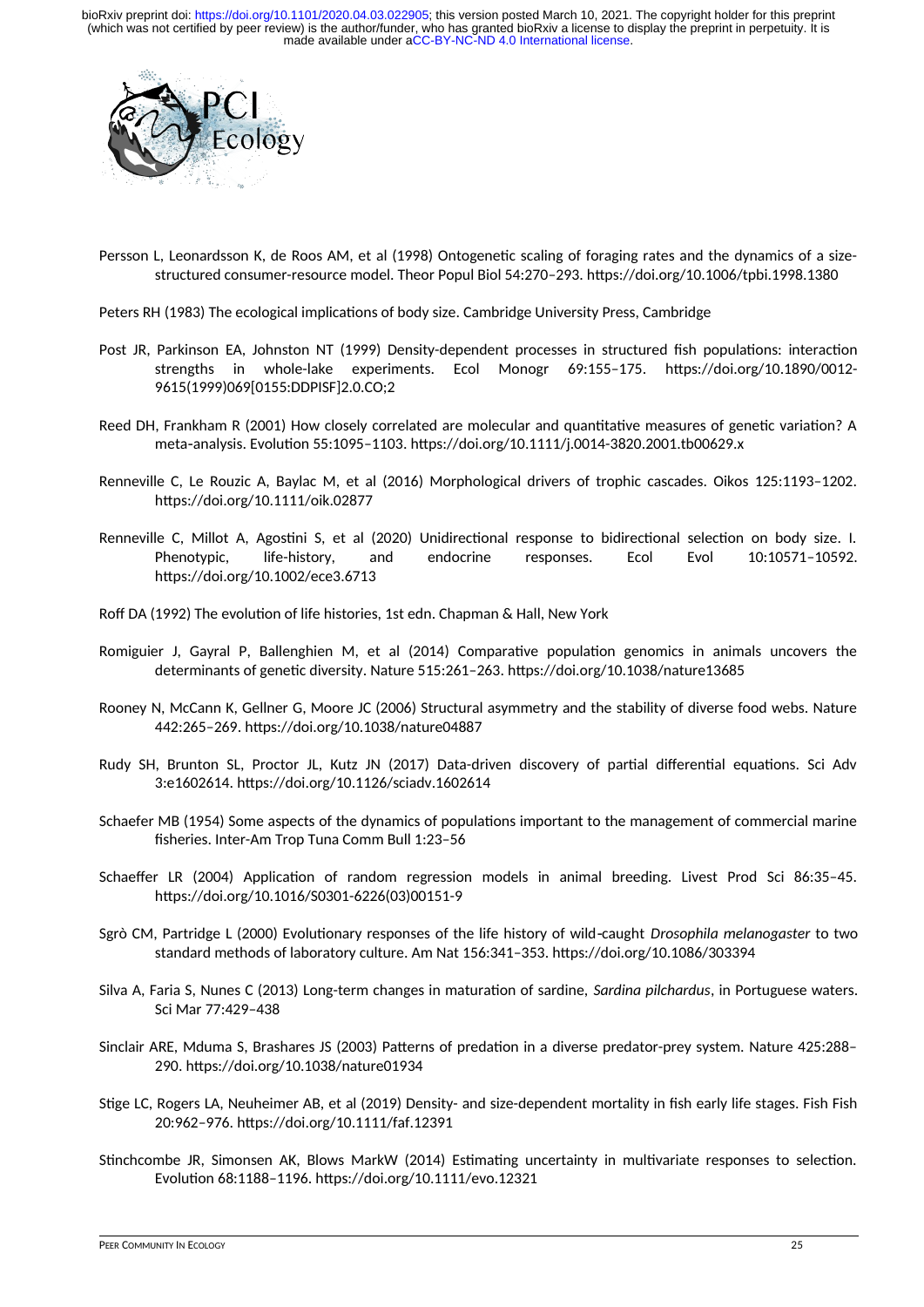Persson L, Leonardsson K, de Roos AM, et al (1998) Ontogenetic scaling of foraging rates and the dynamics of a size-structured consumer-resource model. Theor Popul Biol 54:270–293. https://doi.org/10.1006/tpbi.1998.1380

Peters RH (1983) The ecological implications of body size. Cambridge University Press, Cambridge

Post JR, Parkinson EA, Johnston NT (1999) Density-dependent processes in structured fish populations: interaction strengths in whole-lake experiments. Ecol Monogr 69:155–175. https://doi.org/10.1890/0012-9615(1999)069[0155:DDPISF]2.0.CO;2

Reed DH, Frankham R (2001) How closely correlated are molecular and quantitative measures of genetic variation? A meta-analysis. Evolution 55:1095–1103. https://doi.org/10.1111/j.0014-3820.2001.tb00629.x

Renneville C, Le Rouzic A, Baylac M, et al (2016) Morphological drivers of trophic cascades. Oikos 125:1193–1202. https://doi.org/10.1111/oik.02877

Renneville C, Millot A, Agostini S, et al (2020) Unidirectional response to bidirectional selection on body size. I. Phenotypic, life-history, and endocrine responses. Ecol Evol 10:10571–10592. https://doi.org/10.1002/ece3.6713

Roff DA (1992) The evolution of life histories, 1st edn. Chapman & Hall, New York

Romiguier J, Gayral P, Ballenghien M, et al (2014) Comparative population genomics in animals uncovers the determinants of genetic diversity. Nature 515:261–263. https://doi.org/10.1038/nature13685

Rooney N, McCann K, Gellner G, Moore JC (2006) Structural asymmetry and the stability of diverse food webs. Nature 442:265–269. https://doi.org/10.1038/nature04887

Rudy SH, Brunton SL, Proctor JL, Kutz JN (2017) Data-driven discovery of partial differential equations. Sci Adv 3:e1602614. https://doi.org/10.1126/sciadv.1602614

Schaefer MB (1954) Some aspects of the dynamics of populations important to the management of commercial marine fisheries. Inter-Am Trop Tuna Comm Bull 1:23–56

Schaeffer LR (2004) Application of random regression models in animal breeding. Livest Prod Sci 86:35–45. https://doi.org/10.1016/S0301-6226(03)00151-9

Sgrò CM, Partridge L (2000) Evolutionary responses of the life history of wild-caught *Drosophila melanogaster* to two standard methods of laboratory culture. Am Nat 156:341–353. https://doi.org/10.1086/303394

Silva A, Faria S, Nunes C (2013) Long-term changes in maturation of sardine, *Sardina pilchardus*, in Portuguese waters. Sci Mar 77:429–438

Sinclair ARE, Mduma S, Brashares JS (2003) Patterns of predation in a diverse predator-prey system. Nature 425:288–290. https://doi.org/10.1038/nature01934

Stige LC, Rogers LA, Neuheimer AB, et al (2019) Density- and size-dependent mortality in fish early life stages. Fish Fish 20:962–976. https://doi.org/10.1111/faf.12391

Stinchcombe JR, Simonsen AK, Blows MarkW (2014) Estimating uncertainty in multivariate responses to selection. Evolution 68:1188–1196. https://doi.org/10.1111/evo.12321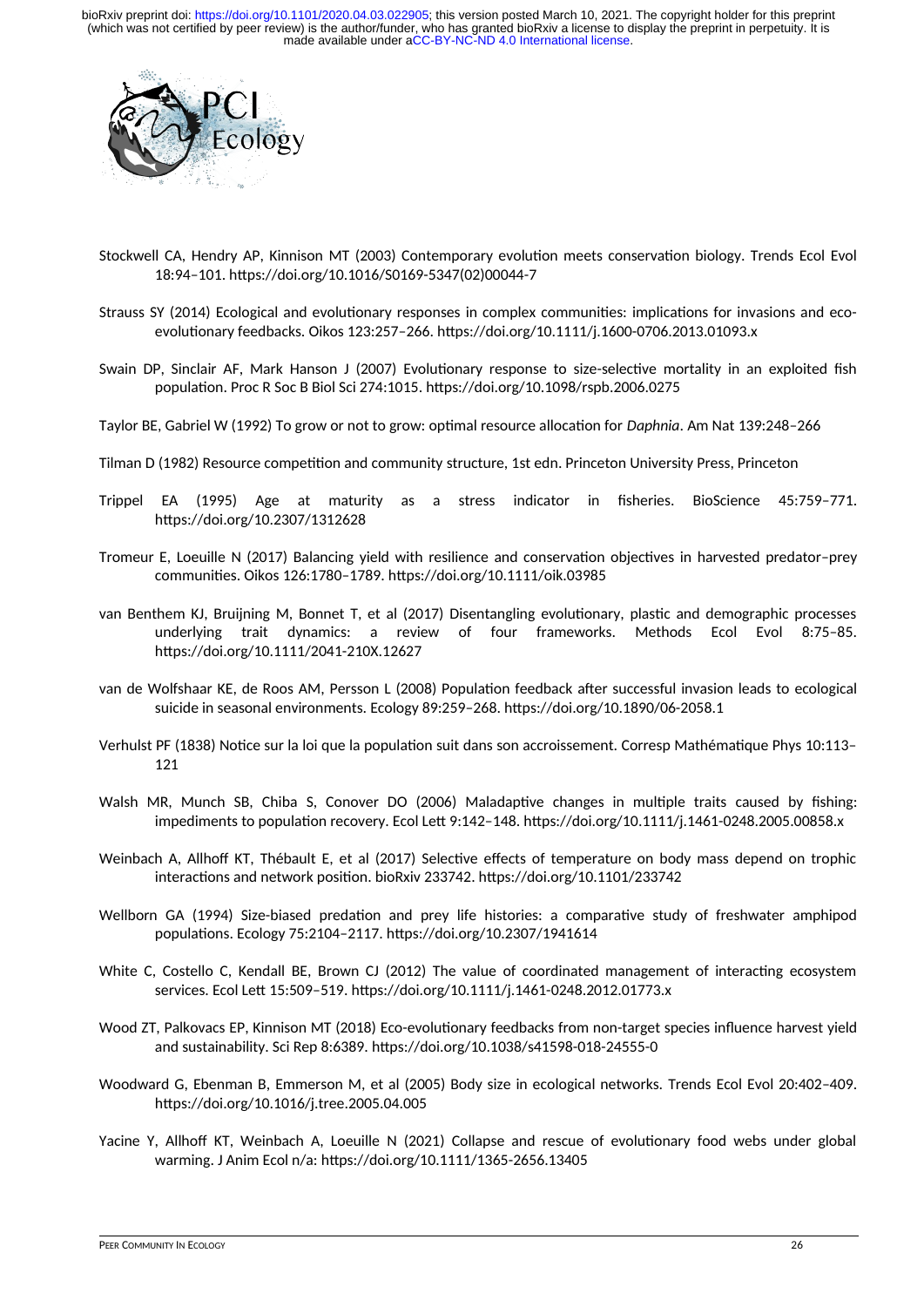Stockwell CA, Hendry AP, Kinnison MT (2003) Contemporary evolution meets conservation biology. Trends Ecol Evol 18:94–101. https://doi.org/10.1016/S0169-5347(02)00044-7

Strauss SY (2014) Ecological and evolutionary responses in complex communities: implications for invasions and eco-evolutionary feedbacks. Oikos 123:257–266. https://doi.org/10.1111/j.1600-0706.2013.01093.x

Swain DP, Sinclair AF, Mark Hanson J (2007) Evolutionary response to size-selective mortality in an exploited fish population. Proc R Soc B Biol Sci 274:1015. https://doi.org/10.1098/rspb.2006.0275

Taylor BE, Gabriel W (1992) To grow or not to grow: optimal resource allocation for *Daphnia*. Am Nat 139:248–266

Tilman D (1982) Resource competition and community structure, 1st edn. Princeton University Press, Princeton

Trippel EA (1995) Age at maturity as a stress indicator in fisheries. BioScience 45:759–771. https://doi.org/10.2307/1312628

Tromeur E, Loeuille N (2017) Balancing yield with resilience and conservation objectives in harvested predator–prey communities. Oikos 126:1780–1789. https://doi.org/10.1111/oik.03985

van Benthem KJ, Bruijning M, Bonnet T, et al (2017) Disentangling evolutionary, plastic and demographic processes underlying trait dynamics: a review of four frameworks. Methods Ecol Evol 8:75–85. https://doi.org/10.1111/2041-210X.12627

van de Wolfshaar KE, de Roos AM, Persson L (2008) Population feedback after successful invasion leads to ecological suicide in seasonal environments. Ecology 89:259–268. https://doi.org/10.1890/06-2058.1

Verhulst PF (1838) Notice sur la loi que la population suit dans son accroissement. Corresp Mathématique Phys 10:113–121

Walsh MR, Munch SB, Chiba S, Conover DO (2006) Maladaptive changes in multiple traits caused by fishing: impediments to population recovery. Ecol Lett 9:142–148. https://doi.org/10.1111/j.1461-0248.2005.00858.x

Weinbach A, Allhoff KT, Thébault E, et al (2017) Selective effects of temperature on body mass depend on trophic interactions and network position. bioRxiv 233742. https://doi.org/10.1101/233742

Wellborn GA (1994) Size-biased predation and prey life histories: a comparative study of freshwater amphipod populations. Ecology 75:2104–2117. https://doi.org/10.2307/1941614

White C, Costello C, Kendall BE, Brown CJ (2012) The value of coordinated management of interacting ecosystem services. Ecol Lett 15:509–519. https://doi.org/10.1111/j.1461-0248.2012.01773.x

Wood ZT, Palkovacs EP, Kinnison MT (2018) Eco-evolutionary feedbacks from non-target species influence harvest yield and sustainability. Sci Rep 8:6389. https://doi.org/10.1038/s41598-018-24555-0

Woodward G, Ebenman B, Emmerson M, et al (2005) Body size in ecological networks. Trends Ecol Evol 20:402–409. https://doi.org/10.1016/j.tree.2005.04.005

Yacine Y, Allhoff KT, Weinbach A, Loeuille N (2021) Collapse and rescue of evolutionary food webs under global warming. J Anim Ecol n/a: https://doi.org/10.1111/1365-2656.13405